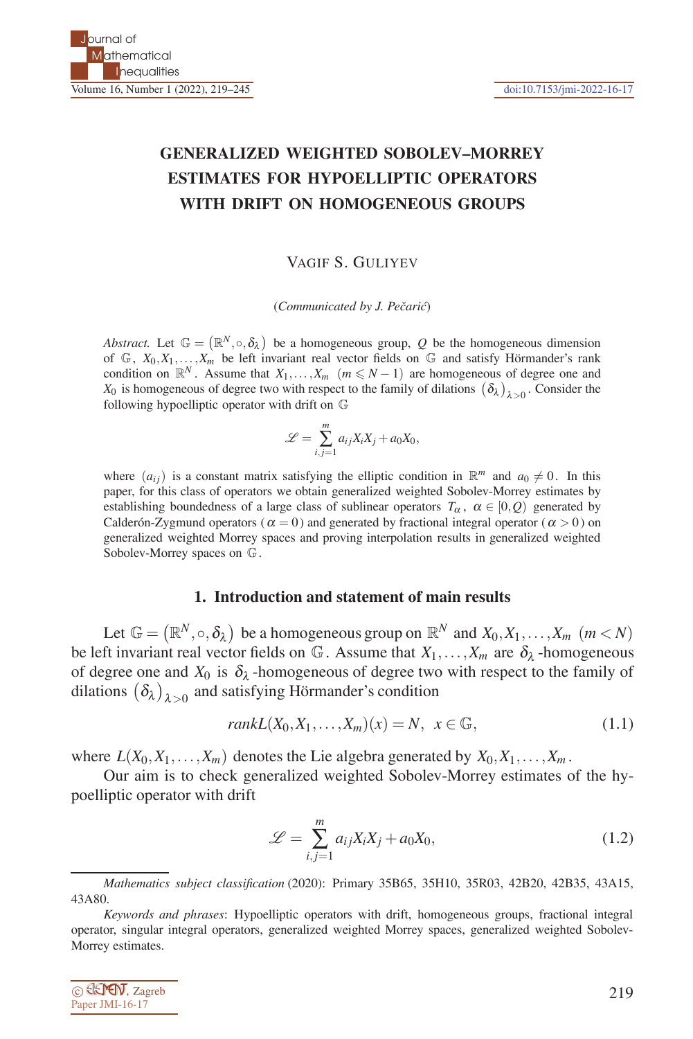# GENERALIZED WEIGHTED SOBOLEV–MORREY ESTIMATES FOR HYPOELLIPTIC OPERATORS WITH DRIFT ON HOMOGENEOUS GROUPS

VAGIF S. GULIYEV

(*Communicated by J. Pečarić*)

*Abstract.* Let $\mathbb{G} = (\mathbb{R}^N, \circ, \delta_\lambda)$ be a homogeneous group, $Q$ be the homogeneous dimension of $\mathbb{G}$, $X_0, X_1, \ldots, X_m$ be left invariant real vector fields on $\mathbb{G}$ and satisfy Hörmander's rank condition on $\mathbb{R}^N$. Assume that $X_1, \ldots, X_m$ $(m \leqslant N-1)$ are homogeneous of degree one and $X_0$ is homogeneous of degree two with respect to the family of dilations $(\delta_\lambda)_{\lambda>0}$. Consider the following hypoelliptic operator with drift on $\mathbb{G}$

$$\mathscr{L} = \sum_{i,j=1}^{m} a_{ij} X_i X_j + a_0 X_0,$$

where $(a_{ij})$ is a constant matrix satisfying the elliptic condition in $\mathbb{R}^m$ and $a_0 \neq 0$. In this paper, for this class of operators we obtain generalized weighted Sobolev-Morrey estimates by establishing boundedness of a large class of sublinear operators $T_\alpha$, $\alpha \in [0, Q)$ generated by Calderón-Zygmund operators ($\alpha = 0$) and generated by fractional integral operator ($\alpha > 0$) on generalized weighted Morrey spaces and proving interpolation results in generalized weighted Sobolev-Morrey spaces on $\mathbb{G}$.

## 1. Introduction and statement of main results

Let $\mathbb{G} = (\mathbb{R}^N, \circ, \delta_\lambda)$ be a homogeneous group on $\mathbb{R}^N$ and $X_0, X_1, \ldots, X_m$ $(m < N)$ be left invariant real vector fields on $\mathbb{G}$. Assume that $X_1, \ldots, X_m$ are $\delta_\lambda$-homogeneous of degree one and $X_0$ is $\delta_\lambda$-homogeneous of degree two with respect to the family of dilations $(\delta_\lambda)_{\lambda>0}$ and satisfying Hörmander's condition

$$rank L(X_0, X_1, \ldots, X_m)(x) = N, \quad x \in \mathbb{G}, \tag{1.1}$$

where $L(X_0, X_1, \ldots, X_m)$ denotes the Lie algebra generated by $X_0, X_1, \ldots, X_m$.

Our aim is to check generalized weighted Sobolev-Morrey estimates of the hypoelliptic operator with drift

$$\mathscr{L} = \sum_{i,j=1}^{m} a_{ij} X_i X_j + a_0 X_0, \tag{1.2}$$

*Mathematics subject classification* (2020): Primary 35B65, 35H10, 35R03, 42B20, 42B35, 43A15, 43A80.

*Keywords and phrases*: Hypoelliptic operators with drift, homogeneous groups, fractional integral operator, singular integral operators, generalized weighted Morrey spaces, generalized weighted Sobolev-Morrey estimates.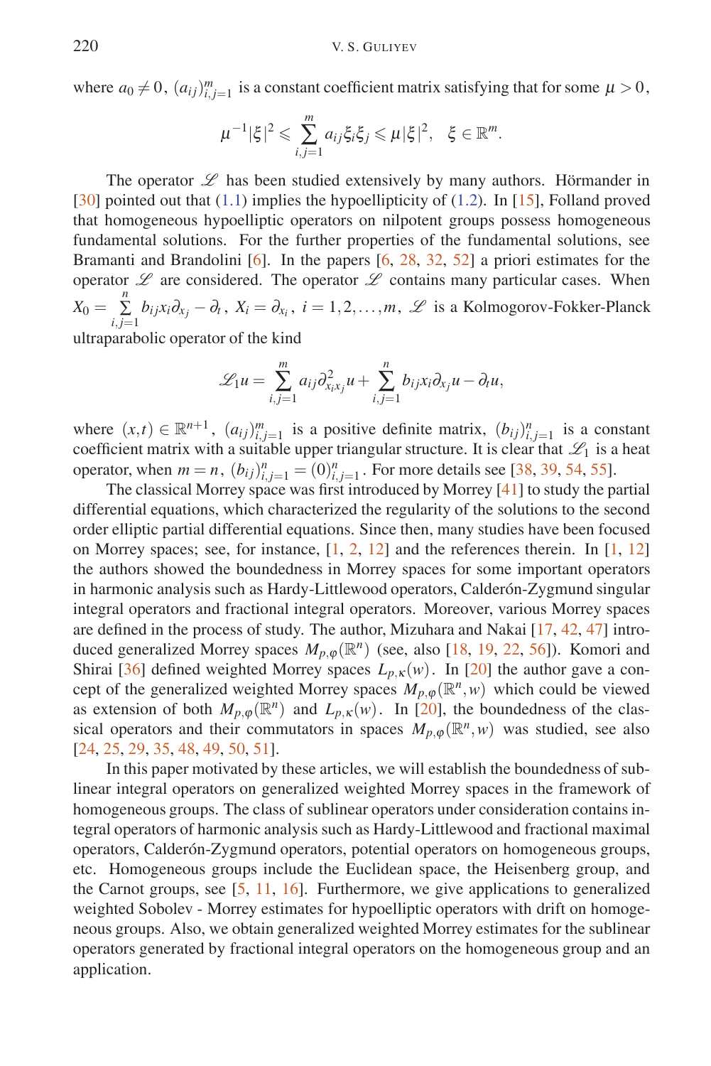where $a_0 \neq 0$, $(a_{ij})_{i,j=1}^m$ is a constant coefficient matrix satisfying that for some $\mu > 0$,

$$\mu^{-1}|\xi|^2 \leqslant \sum_{i,j=1}^m a_{ij}\xi_i\xi_j \leqslant \mu|\xi|^2, \quad \xi \in \mathbb{R}^m.$$

The operator $\mathscr{L}$ has been studied extensively by many authors. Hörmander in [30] pointed out that (1.1) implies the hypoellipticity of (1.2). In [15], Folland proved that homogeneous hypoelliptic operators on nilpotent groups possess homogeneous fundamental solutions. For the further properties of the fundamental solutions, see Bramanti and Brandolini [6]. In the papers [6, 28, 32, 52] a priori estimates for the operator $\mathscr{L}$ are considered. The operator $\mathscr{L}$ contains many particular cases. When $X_0 = \sum_{i,j=1}^n b_{ij}x_i\partial_{x_j} - \partial_t$, $X_i = \partial_{x_i}$, $i = 1,2,\ldots,m$, $\mathscr{L}$ is a Kolmogorov-Fokker-Planck ultraparabolic operator of the kind

$$\mathscr{L}_1 u = \sum_{i,j=1}^m a_{ij}\partial^2_{x_i x_j}u + \sum_{i,j=1}^n b_{ij}x_i\partial_{x_j}u - \partial_t u,$$

where $(x,t) \in \mathbb{R}^{n+1}$, $(a_{ij})_{i,j=1}^m$ is a positive definite matrix, $(b_{ij})_{i,j=1}^n$ is a constant coefficient matrix with a suitable upper triangular structure. It is clear that $\mathscr{L}_1$ is a heat operator, when $m = n$, $(b_{ij})_{i,j=1}^n = (0)_{i,j=1}^n$. For more details see [38, 39, 54, 55].

The classical Morrey space was first introduced by Morrey [41] to study the partial differential equations, which characterized the regularity of the solutions to the second order elliptic partial differential equations. Since then, many studies have been focused on Morrey spaces; see, for instance, [1, 2, 12] and the references therein. In [1, 12] the authors showed the boundedness in Morrey spaces for some important operators in harmonic analysis such as Hardy-Littlewood operators, Calderón-Zygmund singular integral operators and fractional integral operators. Moreover, various Morrey spaces are defined in the process of study. The author, Mizuhara and Nakai [17, 42, 47] introduced generalized Morrey spaces $M_{p,\varphi}(\mathbb{R}^n)$ (see, also [18, 19, 22, 56]). Komori and Shirai [36] defined weighted Morrey spaces $L_{p,\kappa}(w)$. In [20] the author gave a concept of the generalized weighted Morrey spaces $M_{p,\varphi}(\mathbb{R}^n,w)$ which could be viewed as extension of both $M_{p,\varphi}(\mathbb{R}^n)$ and $L_{p,\kappa}(w)$. In [20], the boundedness of the classical operators and their commutators in spaces $M_{p,\varphi}(\mathbb{R}^n,w)$ was studied, see also [24, 25, 29, 35, 48, 49, 50, 51].

In this paper motivated by these articles, we will establish the boundedness of sublinear integral operators on generalized weighted Morrey spaces in the framework of homogeneous groups. The class of sublinear operators under consideration contains integral operators of harmonic analysis such as Hardy-Littlewood and fractional maximal operators, Calderón-Zygmund operators, potential operators on homogeneous groups, etc. Homogeneous groups include the Euclidean space, the Heisenberg group, and the Carnot groups, see [5, 11, 16]. Furthermore, we give applications to generalized weighted Sobolev - Morrey estimates for hypoelliptic operators with drift on homogeneous groups. Also, we obtain generalized weighted Morrey estimates for the sublinear operators generated by fractional integral operators on the homogeneous group and an application.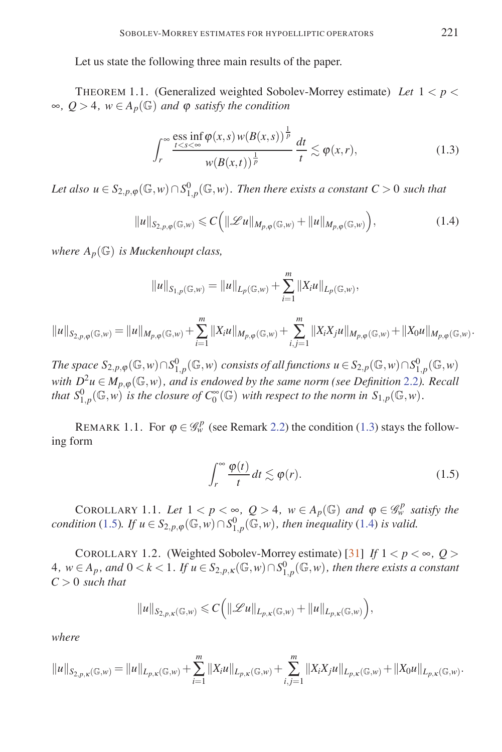Let us state the following three main results of the paper.

THEOREM 1.1. (Generalized weighted Sobolev-Morrey estimate) *Let $1 < p < \infty$, $Q > 4$, $w \in A_p(\mathbb{G})$ and $\varphi$ satisfy the condition*

$$\int_r^\infty \frac{\operatorname*{ess\,inf}_{t<s<\infty} \varphi(x,s)\, w(B(x,s))^{\frac{1}{p}}}{w(B(x,t))^{\frac{1}{p}}} \frac{dt}{t} \lesssim \varphi(x,r), \tag{1.3}$$

*Let also $u \in S_{2,p,\varphi}(\mathbb{G},w) \cap S^0_{1,p}(\mathbb{G},w)$. Then there exists a constant $C > 0$ such that*

$$\|u\|_{S_{2,p,\varphi}(\mathbb{G},w)} \leqslant C\Big(\|\mathscr{L}u\|_{M_{p,\varphi}(\mathbb{G},w)} + \|u\|_{M_{p,\varphi}(\mathbb{G},w)}\Big), \tag{1.4}$$

*where $A_p(\mathbb{G})$ is Muckenhoupt class,*

$$\|u\|_{S_{1,p}(\mathbb{G},w)} = \|u\|_{L_p(\mathbb{G},w)} + \sum_{i=1}^m \|X_i u\|_{L_p(\mathbb{G},w)},$$

$$\|u\|_{S_{2,p,\varphi}(\mathbb{G},w)} = \|u\|_{M_{p,\varphi}(\mathbb{G},w)} + \sum_{i=1}^m \|X_i u\|_{M_{p,\varphi}(\mathbb{G},w)} + \sum_{i,j=1}^m \|X_i X_j u\|_{M_{p,\varphi}(\mathbb{G},w)} + \|X_0 u\|_{M_{p,\varphi}(\mathbb{G},w)}.$$

*The space $S_{2,p,\varphi}(\mathbb{G},w) \cap S^0_{1,p}(\mathbb{G},w)$ consists of all functions $u \in S_{2,p}(\mathbb{G},w) \cap S^0_{1,p}(\mathbb{G},w)$ with $D^2 u \in M_{p,\varphi}(\mathbb{G},w)$, and is endowed by the same norm (see Definition 2.2). Recall that $S^0_{1,p}(\mathbb{G},w)$ is the closure of $C_0^\infty(\mathbb{G})$ with respect to the norm in $S_{1,p}(\mathbb{G},w)$.*

REMARK 1.1. For $\varphi \in \mathscr{G}^p_w$ (see Remark 2.2) the condition (1.3) stays the following form

$$\int_r^\infty \frac{\varphi(t)}{t} dt \lesssim \varphi(r). \tag{1.5}$$

COROLLARY 1.1. *Let $1 < p < \infty$, $Q > 4$, $w \in A_p(\mathbb{G})$ and $\varphi \in \mathscr{G}^p_w$ satisfy the condition (1.5). If $u \in S_{2,p,\varphi}(\mathbb{G},w) \cap S^0_{1,p}(\mathbb{G},w)$, then inequality (1.4) is valid.*

COROLLARY 1.2. (Weighted Sobolev-Morrey estimate) [31] *If $1 < p < \infty$, $Q > 4$, $w \in A_p$, and $0 < k < 1$. If $u \in S_{2,p,\kappa}(\mathbb{G},w) \cap S^0_{1,p}(\mathbb{G},w)$, then there exists a constant $C > 0$ such that*

$$\|u\|_{S_{2,p,\kappa}(\mathbb{G},w)} \leqslant C\Big(\|\mathscr{L}u\|_{L_{p,\kappa}(\mathbb{G},w)} + \|u\|_{L_{p,\kappa}(\mathbb{G},w)}\Big),$$

*where*

$$\|u\|_{S_{2,p,\kappa}(\mathbb{G},w)} = \|u\|_{L_{p,\kappa}(\mathbb{G},w)} + \sum_{i=1}^m \|X_i u\|_{L_{p,\kappa}(\mathbb{G},w)} + \sum_{i,j=1}^m \|X_i X_j u\|_{L_{p,\kappa}(\mathbb{G},w)} + \|X_0 u\|_{L_{p,\kappa}(\mathbb{G},w)}.$$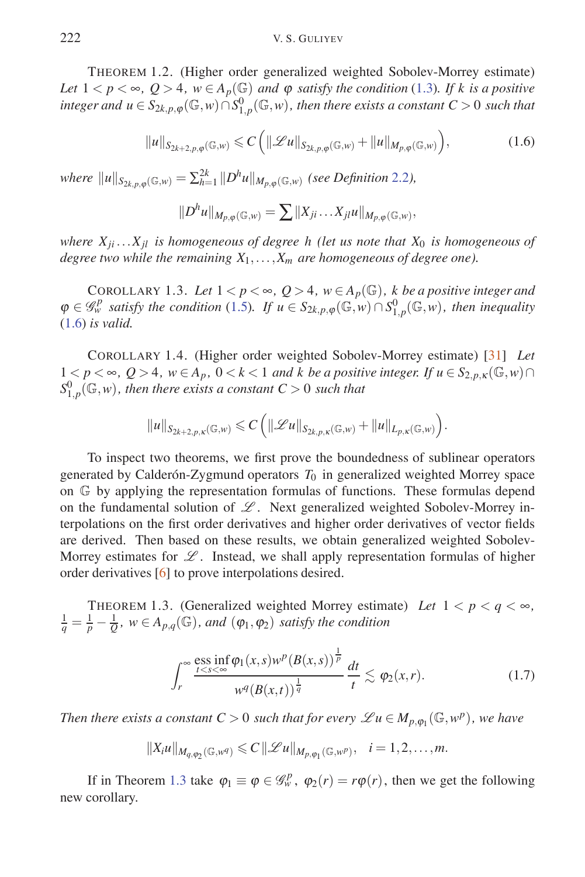THEOREM 1.2. (Higher order generalized weighted Sobolev-Morrey estimate) *Let $1 < p < \infty$, $Q > 4$, $w \in A_p(\mathbb{G})$ and $\varphi$ satisfy the condition (1.3). If $k$ is a positive integer and $u \in S_{2k,p,\varphi}(\mathbb{G},w) \cap S^0_{1,p}(\mathbb{G},w)$, then there exists a constant $C > 0$ such that*

$$\|u\|_{S_{2k+2,p,\varphi}(\mathbb{G},w)} \leqslant C\left(\|\mathscr{L}u\|_{S_{2k,p,\varphi}(\mathbb{G},w)} + \|u\|_{M_{p,\varphi}(\mathbb{G},w)}\right), \tag{1.6}$$

*where $\|u\|_{S_{2k,p,\varphi}(\mathbb{G},w)} = \sum_{h=1}^{2k} \|D^h u\|_{M_{p,\varphi}(\mathbb{G},w)}$ (see Definition 2.2),*

$$\|D^h u\|_{M_{p,\varphi}(\mathbb{G},w)} = \sum \|X_{ji} \dots X_{jl} u\|_{M_{p,\varphi}(\mathbb{G},w)},$$

*where $X_{ji} \dots X_{jl}$ is homogeneous of degree $h$ (let us note that $X_0$ is homogeneous of degree two while the remaining $X_1, \dots, X_m$ are homogeneous of degree one).*

COROLLARY 1.3. *Let $1 < p < \infty$, $Q > 4$, $w \in A_p(\mathbb{G})$, $k$ be a positive integer and $\varphi \in \mathscr{G}^p_w$ satisfy the condition (1.5). If $u \in S_{2k,p,\varphi}(\mathbb{G},w) \cap S^0_{1,p}(\mathbb{G},w)$, then inequality (1.6) is valid.*

COROLLARY 1.4. (Higher order weighted Sobolev-Morrey estimate) [31] *Let $1 < p < \infty$, $Q > 4$, $w \in A_p$, $0 < k < 1$ and $k$ be a positive integer. If $u \in S_{2,p,\kappa}(\mathbb{G},w) \cap S^0_{1,p}(\mathbb{G},w)$, then there exists a constant $C > 0$ such that*

$$\|u\|_{S_{2k+2,p,\kappa}(\mathbb{G},w)} \leqslant C\left(\|\mathscr{L}u\|_{S_{2k,p,\kappa}(\mathbb{G},w)} + \|u\|_{L_{p,\kappa}(\mathbb{G},w)}\right).$$

To inspect two theorems, we first prove the boundedness of sublinear operators generated by Calderón-Zygmund operators $T_0$ in generalized weighted Morrey space on $\mathbb{G}$ by applying the representation formulas of functions. These formulas depend on the fundamental solution of $\mathscr{L}$. Next generalized weighted Sobolev-Morrey interpolations on the first order derivatives and higher order derivatives of vector fields are derived. Then based on these results, we obtain generalized weighted Sobolev-Morrey estimates for $\mathscr{L}$. Instead, we shall apply representation formulas of higher order derivatives [6] to prove interpolations desired.

THEOREM 1.3. (Generalized weighted Morrey estimate) *Let $1 < p < q < \infty$, $\frac{1}{q} = \frac{1}{p} - \frac{1}{Q}$, $w \in A_{p,q}(\mathbb{G})$, and $(\varphi_1, \varphi_2)$ satisfy the condition*

$$\int_r^\infty \frac{\operatorname*{ess\,inf}_{t<s<\infty} \varphi_1(x,s) w^p(B(x,s))^{\frac{1}{p}}}{w^q(B(x,t))^{\frac{1}{q}}} \frac{dt}{t} \lesssim \varphi_2(x,r). \tag{1.7}$$

*Then there exists a constant $C > 0$ such that for every $\mathscr{L}u \in M_{p,\varphi_1}(\mathbb{G},w^p)$, we have*

$$\|X_i u\|_{M_{q,\varphi_2}(\mathbb{G},w^q)} \leqslant C \|\mathscr{L}u\|_{M_{p,\varphi_1}(\mathbb{G},w^p)}, \quad i = 1,2,\dots,m.$$

If in Theorem 1.3 take $\varphi_1 \equiv \varphi \in \mathscr{G}^p_w$, $\varphi_2(r) = r\varphi(r)$, then we get the following new corollary.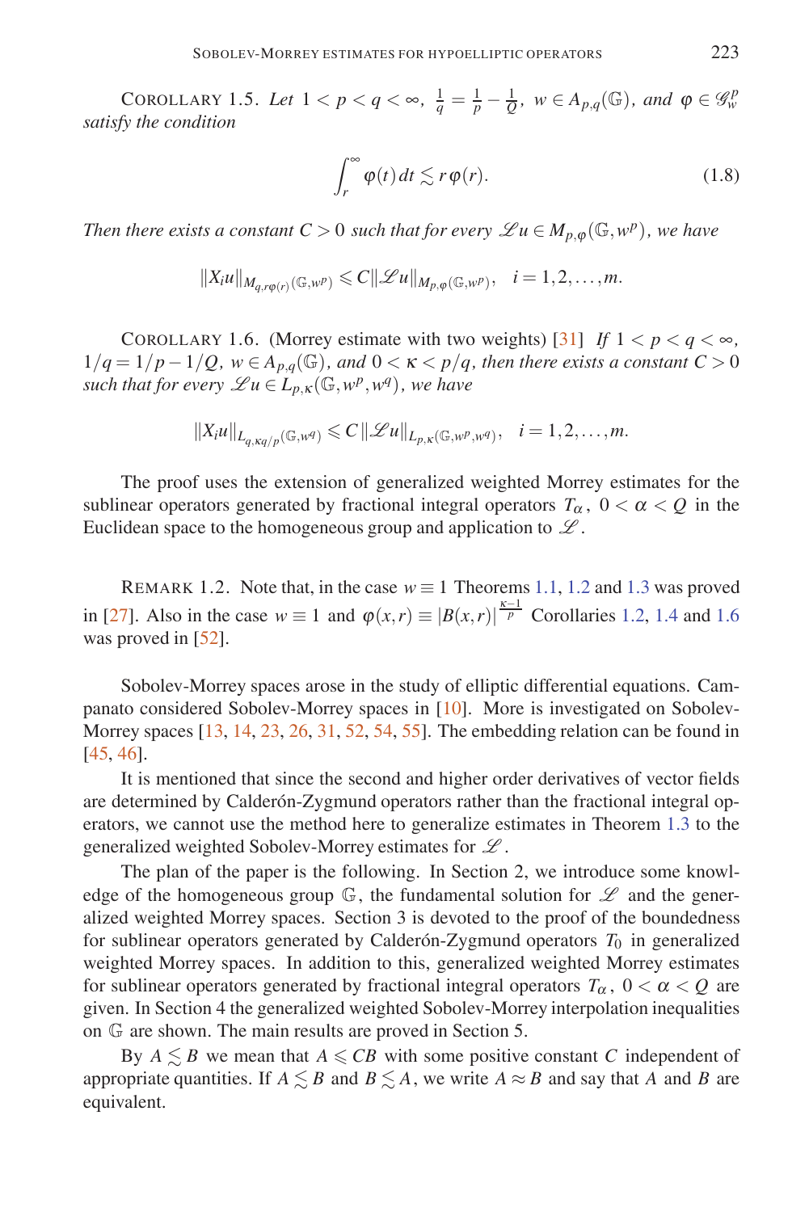COROLLARY 1.5. *Let* $1 < p < q < \infty$, $\frac{1}{q} = \frac{1}{p} - \frac{1}{Q}$, $w \in A_{p,q}(\mathbb{G})$, *and* $\varphi \in \mathscr{G}_w^p$ *satisfy the condition*

$$\int_r^\infty \varphi(t)\,dt \lesssim r\,\varphi(r). \tag{1.8}$$

*Then there exists a constant* $C > 0$ *such that for every* $\mathscr{L}u \in M_{p,\varphi}(\mathbb{G},w^p)$*, we have*

$$\|X_i u\|_{M_{q,r\varphi(r)}(\mathbb{G},w^p)} \leqslant C\|\mathscr{L}u\|_{M_{p,\varphi}(\mathbb{G},w^p)}, \quad i = 1,2,\ldots,m.$$

COROLLARY 1.6. (Morrey estimate with two weights) [31] *If* $1 < p < q < \infty$, $1/q = 1/p - 1/Q$, $w \in A_{p,q}(\mathbb{G})$*, and* $0 < \kappa < p/q$*, then there exists a constant* $C > 0$ *such that for every* $\mathscr{L}u \in L_{p,\kappa}(\mathbb{G},w^p,w^q)$*, we have*

$$\|X_i u\|_{L_{q,\kappa q/p}(\mathbb{G},w^q)} \leqslant C\,\|\mathscr{L}u\|_{L_{p,\kappa}(\mathbb{G},w^p,w^q)}, \quad i = 1,2,\ldots,m.$$

The proof uses the extension of generalized weighted Morrey estimates for the sublinear operators generated by fractional integral operators $T_\alpha$, $0 < \alpha < Q$ in the Euclidean space to the homogeneous group and application to $\mathscr{L}$.

REMARK 1.2. Note that, in the case $w \equiv 1$ Theorems 1.1, 1.2 and 1.3 was proved in [27]. Also in the case $w \equiv 1$ and $\varphi(x,r) \equiv |B(x,r)|^{\frac{\kappa-1}{p}}$ Corollaries 1.2, 1.4 and 1.6 was proved in [52].

Sobolev-Morrey spaces arose in the study of elliptic differential equations. Campanato considered Sobolev-Morrey spaces in [10]. More is investigated on Sobolev-Morrey spaces [13, 14, 23, 26, 31, 52, 54, 55]. The embedding relation can be found in [45, 46].

It is mentioned that since the second and higher order derivatives of vector fields are determined by Calderón-Zygmund operators rather than the fractional integral operators, we cannot use the method here to generalize estimates in Theorem 1.3 to the generalized weighted Sobolev-Morrey estimates for $\mathscr{L}$.

The plan of the paper is the following. In Section 2, we introduce some knowledge of the homogeneous group $\mathbb{G}$, the fundamental solution for $\mathscr{L}$ and the generalized weighted Morrey spaces. Section 3 is devoted to the proof of the boundedness for sublinear operators generated by Calderón-Zygmund operators $T_0$ in generalized weighted Morrey spaces. In addition to this, generalized weighted Morrey estimates for sublinear operators generated by fractional integral operators $T_\alpha$, $0 < \alpha < Q$ are given. In Section 4 the generalized weighted Sobolev-Morrey interpolation inequalities on $\mathbb{G}$ are shown. The main results are proved in Section 5.

By $A \lesssim B$ we mean that $A \leqslant CB$ with some positive constant $C$ independent of appropriate quantities. If $A \lesssim B$ and $B \lesssim A$, we write $A \approx B$ and say that $A$ and $B$ are equivalent.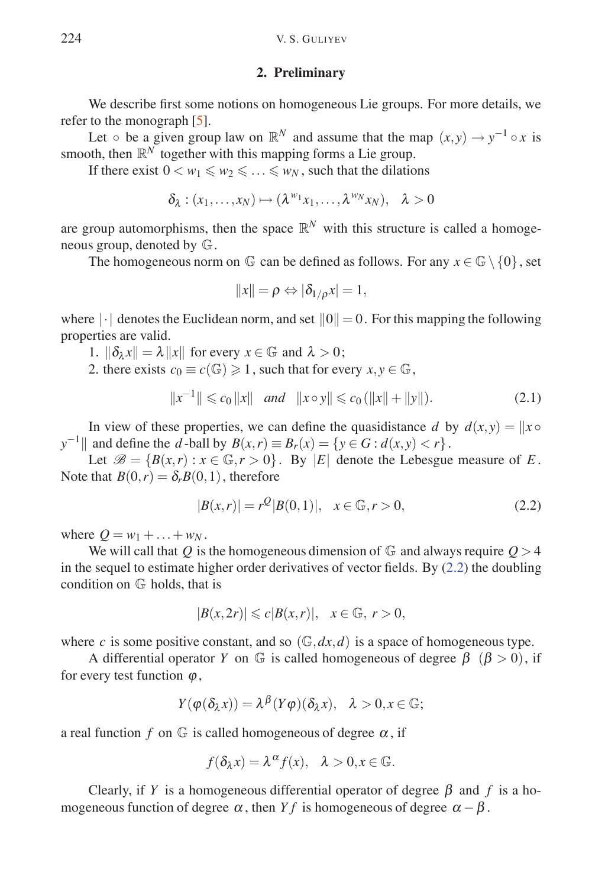## 2. Preliminary

We describe first some notions on homogeneous Lie groups. For more details, we refer to the monograph [5].

Let $\circ$ be a given group law on $\mathbb{R}^N$ and assume that the map $(x,y) \to y^{-1} \circ x$ is smooth, then $\mathbb{R}^N$ together with this mapping forms a Lie group.

If there exist $0 < w_1 \leqslant w_2 \leqslant \ldots \leqslant w_N$, such that the dilations

$$\delta_\lambda : (x_1, \ldots, x_N) \mapsto (\lambda^{w_1} x_1, \ldots, \lambda^{w_N} x_N), \quad \lambda > 0$$

are group automorphisms, then the space $\mathbb{R}^N$ with this structure is called a homogeneous group, denoted by $\mathbb{G}$.

The homogeneous norm on $\mathbb{G}$ can be defined as follows. For any $x \in \mathbb{G} \setminus \{0\}$, set

$$\|x\| = \rho \Leftrightarrow |\delta_{1/\rho} x| = 1,$$

where $|\cdot|$ denotes the Euclidean norm, and set $\|0\| = 0$. For this mapping the following properties are valid.

1. $\|\delta_\lambda x\| = \lambda \|x\|$ for every $x \in \mathbb{G}$ and $\lambda > 0$;

2. there exists $c_0 \equiv c(\mathbb{G}) \geqslant 1$, such that for every $x, y \in \mathbb{G}$,

$$\|x^{-1}\| \leqslant c_0 \|x\| \quad and \quad \|x \circ y\| \leqslant c_0 (\|x\| + \|y\|). \tag{2.1}$$

In view of these properties, we can define the quasidistance $d$ by $d(x,y) = \|x \circ y^{-1}\|$ and define the $d$-ball by $B(x,r) \equiv B_r(x) = \{y \in G : d(x,y) < r\}$.

Let $\mathscr{B} = \{B(x,r) : x \in \mathbb{G}, r > 0\}$. By $|E|$ denote the Lebesgue measure of $E$. Note that $B(0,r) = \delta_r B(0,1)$, therefore

$$|B(x,r)| = r^Q |B(0,1)|, \quad x \in \mathbb{G}, r > 0, \tag{2.2}$$

where $Q = w_1 + \ldots + w_N$.

We will call that $Q$ is the homogeneous dimension of $\mathbb{G}$ and always require $Q > 4$ in the sequel to estimate higher order derivatives of vector fields. By (2.2) the doubling condition on $\mathbb{G}$ holds, that is

$$|B(x,2r)| \leqslant c|B(x,r)|, \quad x \in \mathbb{G}, \ r > 0,$$

where $c$ is some positive constant, and so $(\mathbb{G}, dx, d)$ is a space of homogeneous type.

A differential operator $Y$ on $\mathbb{G}$ is called homogeneous of degree $\beta$ $(\beta > 0)$, if for every test function $\varphi$,

$$Y(\varphi(\delta_\lambda x)) = \lambda^\beta (Y\varphi)(\delta_\lambda x), \quad \lambda > 0, x \in \mathbb{G};$$

a real function $f$ on $\mathbb{G}$ is called homogeneous of degree $\alpha$, if

$$f(\delta_\lambda x) = \lambda^\alpha f(x), \quad \lambda > 0, x \in \mathbb{G}.$$

Clearly, if $Y$ is a homogeneous differential operator of degree $\beta$ and $f$ is a homogeneous function of degree $\alpha$, then $Yf$ is homogeneous of degree $\alpha - \beta$.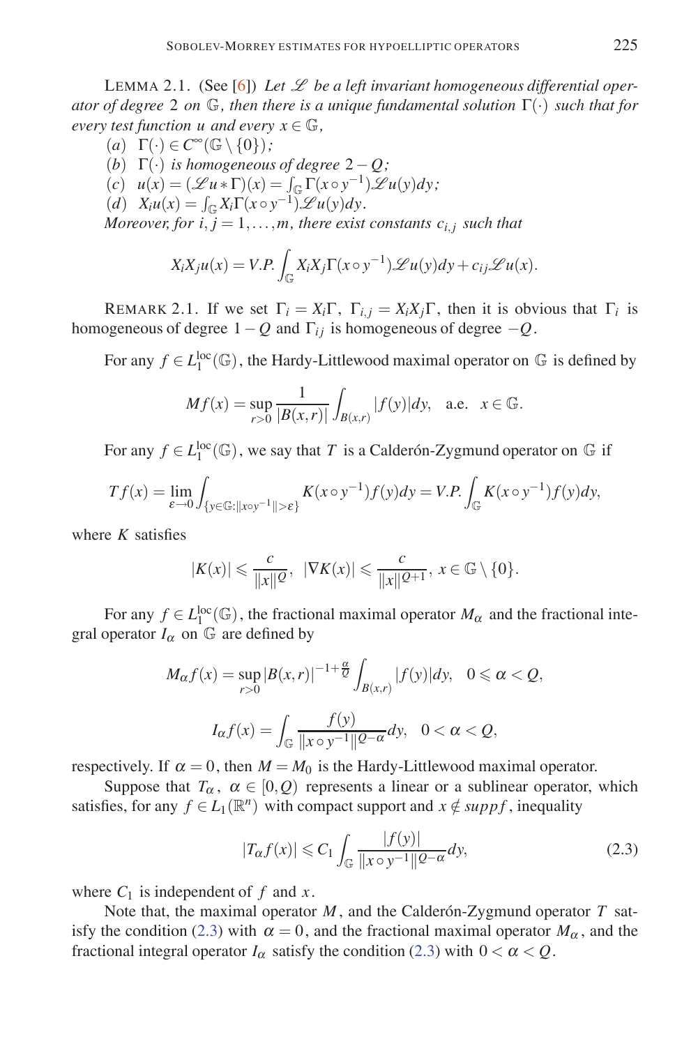LEMMA 2.1. (See [6]) *Let $\mathscr{L}$ be a left invariant homogeneous differential operator of degree 2 on $\mathbb{G}$, then there is a unique fundamental solution $\Gamma(\cdot)$ such that for every test function $u$ and every $x \in \mathbb{G}$,*

(a) $\Gamma(\cdot) \in C^{\infty}(\mathbb{G}\setminus\{0\})$;

(b) $\Gamma(\cdot)$ *is homogeneous of degree* $2-Q$;

(c) $u(x) = (\mathscr{L}u * \Gamma)(x) = \int_{\mathbb{G}} \Gamma(x\circ y^{-1})\mathscr{L}u(y)dy$;

(d) $X_i u(x) = \int_{\mathbb{G}} X_i\Gamma(x\circ y^{-1})\mathscr{L}u(y)dy$.

*Moreover, for $i,j = 1,\ldots,m$, there exist constants $c_{i,j}$ such that*

$$X_iX_ju(x) = V.P.\int_{\mathbb{G}} X_iX_j\Gamma(x\circ y^{-1})\mathscr{L}u(y)dy + c_{ij}\mathscr{L}u(x).$$

REMARK 2.1. If we set $\Gamma_i = X_i\Gamma$, $\Gamma_{i,j} = X_iX_j\Gamma$, then it is obvious that $\Gamma_i$ is homogeneous of degree $1-Q$ and $\Gamma_{ij}$ is homogeneous of degree $-Q$.

For any $f \in L_1^{\text{loc}}(\mathbb{G})$, the Hardy-Littlewood maximal operator on $\mathbb{G}$ is defined by

$$Mf(x) = \sup_{r>0}\frac{1}{|B(x,r)|}\int_{B(x,r)}|f(y)|dy, \quad \text{a.e.} \quad x\in\mathbb{G}.$$

For any $f \in L_1^{\text{loc}}(\mathbb{G})$, we say that $T$ is a Calderón-Zygmund operator on $\mathbb{G}$ if

$$Tf(x) = \lim_{\varepsilon\to 0}\int_{\{y\in\mathbb{G}:\|x\circ y^{-1}\|>\varepsilon\}} K(x\circ y^{-1})f(y)dy = V.P.\int_{\mathbb{G}} K(x\circ y^{-1})f(y)dy,$$

where $K$ satisfies

$$|K(x)| \leqslant \frac{c}{\|x\|^{Q}}, \;\; |\nabla K(x)| \leqslant \frac{c}{\|x\|^{Q+1}}, \; x\in\mathbb{G}\setminus\{0\}.$$

For any $f \in L_1^{\text{loc}}(\mathbb{G})$, the fractional maximal operator $M_\alpha$ and the fractional integral operator $I_\alpha$ on $\mathbb{G}$ are defined by

$$M_\alpha f(x) = \sup_{r>0}|B(x,r)|^{-1+\frac{\alpha}{Q}}\int_{B(x,r)}|f(y)|dy, \quad 0\leqslant\alpha<Q,$$

$$I_\alpha f(x) = \int_{\mathbb{G}}\frac{f(y)}{\|x\circ y^{-1}\|^{Q-\alpha}}dy, \quad 0<\alpha<Q,$$

respectively. If $\alpha = 0$, then $M = M_0$ is the Hardy-Littlewood maximal operator.

Suppose that $T_\alpha$, $\alpha\in[0,Q)$ represents a linear or a sublinear operator, which satisfies, for any $f\in L_1(\mathbb{R}^n)$ with compact support and $x\notin supp f$, inequality

$$|T_\alpha f(x)| \leqslant C_1\int_{\mathbb{G}}\frac{|f(y)|}{\|x\circ y^{-1}\|^{Q-\alpha}}dy, \tag{2.3}$$

where $C_1$ is independent of $f$ and $x$.

Note that, the maximal operator $M$, and the Calderón-Zygmund operator $T$ satisfy the condition (2.3) with $\alpha = 0$, and the fractional maximal operator $M_\alpha$, and the fractional integral operator $I_\alpha$ satisfy the condition (2.3) with $0<\alpha<Q$.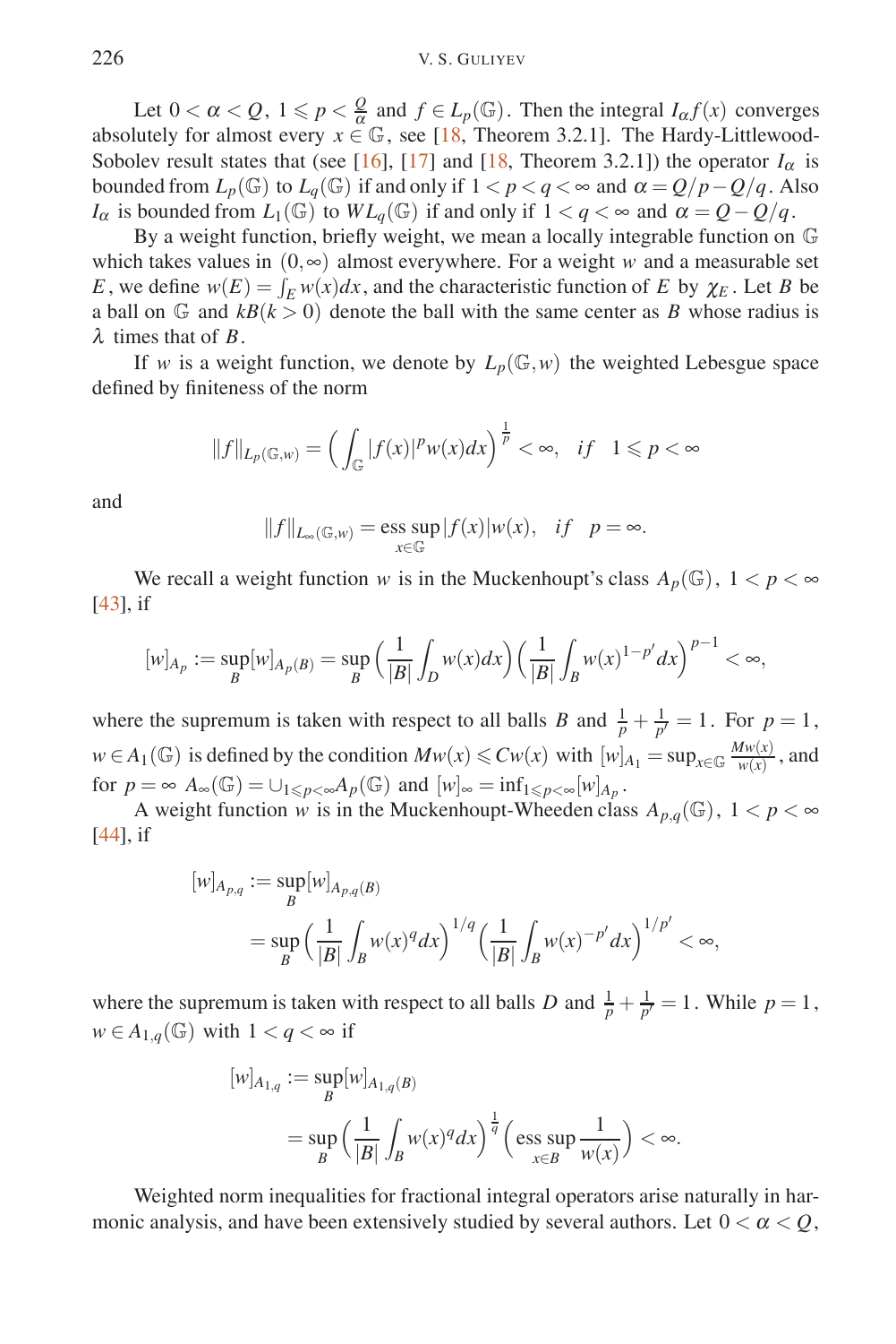Let $0 < \alpha < Q$, $1 \leqslant p < \frac{Q}{\alpha}$ and $f \in L_p(\mathbb{G})$. Then the integral $I_\alpha f(x)$ converges absolutely for almost every $x \in \mathbb{G}$, see [18, Theorem 3.2.1]. The Hardy-Littlewood-Sobolev result states that (see [16], [17] and [18, Theorem 3.2.1]) the operator $I_\alpha$ is bounded from $L_p(\mathbb{G})$ to $L_q(\mathbb{G})$ if and only if $1 < p < q < \infty$ and $\alpha = Q/p - Q/q$. Also $I_\alpha$ is bounded from $L_1(\mathbb{G})$ to $WL_q(\mathbb{G})$ if and only if $1 < q < \infty$ and $\alpha = Q - Q/q$.

By a weight function, briefly weight, we mean a locally integrable function on $\mathbb{G}$ which takes values in $(0, \infty)$ almost everywhere. For a weight $w$ and a measurable set $E$, we define $w(E) = \int_E w(x)dx$, and the characteristic function of $E$ by $\chi_E$. Let $B$ be a ball on $\mathbb{G}$ and $kB (k > 0)$ denote the ball with the same center as $B$ whose radius is $\lambda$ times that of $B$.

If $w$ is a weight function, we denote by $L_p(\mathbb{G}, w)$ the weighted Lebesgue space defined by finiteness of the norm

$$\|f\|_{L_p(\mathbb{G},w)} = \Big( \int_{\mathbb{G}} |f(x)|^p w(x) dx \Big)^{\frac{1}{p}} < \infty, \quad if \quad 1 \leqslant p < \infty$$

and

$$\|f\|_{L_\infty(\mathbb{G},w)} = \operatorname*{ess\,sup}_{x \in \mathbb{G}} |f(x)| w(x), \quad if \quad p = \infty.$$

We recall a weight function $w$ is in the Muckenhoupt's class $A_p(\mathbb{G})$, $1 < p < \infty$ [43], if

$$[w]_{A_p} := \sup_B [w]_{A_p(B)} = \sup_B \Big( \frac{1}{|B|} \int_D w(x) dx \Big) \Big( \frac{1}{|B|} \int_B w(x)^{1-p'} dx \Big)^{p-1} < \infty,$$

where the supremum is taken with respect to all balls $B$ and $\frac{1}{p} + \frac{1}{p'} = 1$. For $p = 1$, $w \in A_1(\mathbb{G})$ is defined by the condition $Mw(x) \leqslant Cw(x)$ with $[w]_{A_1} = \sup_{x \in \mathbb{G}} \frac{Mw(x)}{w(x)}$, and for $p = \infty$ $A_\infty(\mathbb{G}) = \cup_{1 \leqslant p < \infty} A_p(\mathbb{G})$ and $[w]_\infty = \inf_{1 \leqslant p < \infty} [w]_{A_p}$.

A weight function $w$ is in the Muckenhoupt-Wheeden class $A_{p,q}(\mathbb{G})$, $1 < p < \infty$ [44], if

$$\begin{aligned}
[w]_{A_{p,q}} &:= \sup_B [w]_{A_{p,q}(B)} \\
&= \sup_B \Big( \frac{1}{|B|} \int_B w(x)^q dx \Big)^{1/q} \Big( \frac{1}{|B|} \int_B w(x)^{-p'} dx \Big)^{1/p'} < \infty,
\end{aligned}$$

where the supremum is taken with respect to all balls $D$ and $\frac{1}{p} + \frac{1}{p'} = 1$. While $p = 1$, $w \in A_{1,q}(\mathbb{G})$ with $1 < q < \infty$ if

$$\begin{aligned}
[w]_{A_{1,q}} &:= \sup_B [w]_{A_{1,q}(B)} \\
&= \sup_B \Big( \frac{1}{|B|} \int_B w(x)^q dx \Big)^{\frac{1}{q}} \Big( \operatorname*{ess\,sup}_{x \in B} \frac{1}{w(x)} \Big) < \infty.
\end{aligned}$$

Weighted norm inequalities for fractional integral operators arise naturally in harmonic analysis, and have been extensively studied by several authors. Let $0 < \alpha < Q$,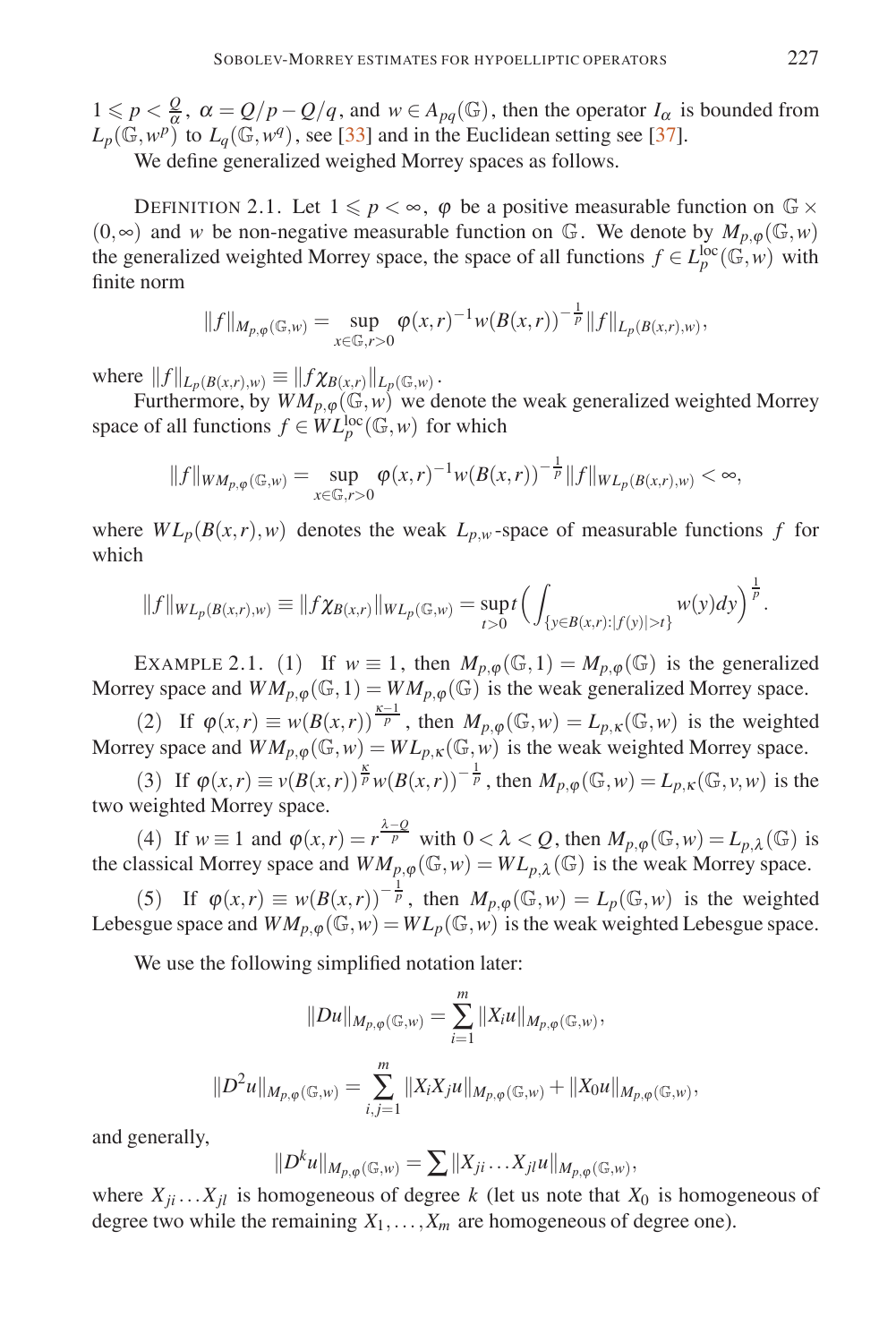$1 \leqslant p < \frac{Q}{\alpha}$, $\alpha = Q/p - Q/q$, and $w \in A_{pq}(\mathbb{G})$, then the operator $I_\alpha$ is bounded from $L_p(\mathbb{G}, w^p)$ to $L_q(\mathbb{G}, w^q)$, see [33] and in the Euclidean setting see [37].

We define generalized weighed Morrey spaces as follows.

DEFINITION 2.1. Let $1 \leqslant p < \infty$, $\varphi$ be a positive measurable function on $\mathbb{G} \times (0,\infty)$ and $w$ be non-negative measurable function on $\mathbb{G}$. We denote by $M_{p,\varphi}(\mathbb{G}, w)$ the generalized weighted Morrey space, the space of all functions $f \in L_p^{\text{loc}}(\mathbb{G}, w)$ with finite norm

$$\|f\|_{M_{p,\varphi}(\mathbb{G},w)} = \sup_{x\in\mathbb{G}, r>0} \varphi(x,r)^{-1} w(B(x,r))^{-\frac{1}{p}} \|f\|_{L_p(B(x,r),w)},$$

where $\|f\|_{L_p(B(x,r),w)} \equiv \|f\chi_{B(x,r)}\|_{L_p(\mathbb{G},w)}$.

Furthermore, by $WM_{p,\varphi}(\mathbb{G}, w)$ we denote the weak generalized weighted Morrey space of all functions $f \in WL_p^{\text{loc}}(\mathbb{G}, w)$ for which

$$\|f\|_{WM_{p,\varphi}(\mathbb{G},w)} = \sup_{x\in\mathbb{G}, r>0} \varphi(x,r)^{-1} w(B(x,r))^{-\frac{1}{p}} \|f\|_{WL_p(B(x,r),w)} < \infty,$$

where $WL_p(B(x,r), w)$ denotes the weak $L_{p,w}$-space of measurable functions $f$ for which

$$\|f\|_{WL_p(B(x,r),w)} \equiv \|f\chi_{B(x,r)}\|_{WL_p(\mathbb{G},w)} = \sup_{t>0} t \Big( \int_{\{y\in B(x,r):|f(y)|>t\}} w(y)dy \Big)^{\frac{1}{p}}.$$

EXAMPLE 2.1. (1) If $w \equiv 1$, then $M_{p,\varphi}(\mathbb{G}, 1) = M_{p,\varphi}(\mathbb{G})$ is the generalized Morrey space and $WM_{p,\varphi}(\mathbb{G}, 1) = WM_{p,\varphi}(\mathbb{G})$ is the weak generalized Morrey space.

(2) If $\varphi(x,r) \equiv w(B(x,r))^{\frac{\kappa-1}{p}}$, then $M_{p,\varphi}(\mathbb{G}, w) = L_{p,\kappa}(\mathbb{G}, w)$ is the weighted Morrey space and $WM_{p,\varphi}(\mathbb{G}, w) = WL_{p,\kappa}(\mathbb{G}, w)$ is the weak weighted Morrey space.

(3) If $\varphi(x,r) \equiv v(B(x,r))^{\frac{\kappa}{p}} w(B(x,r))^{-\frac{1}{p}}$, then $M_{p,\varphi}(\mathbb{G}, w) = L_{p,\kappa}(\mathbb{G}, v, w)$ is the two weighted Morrey space.

(4) If $w \equiv 1$ and $\varphi(x,r) = r^{\frac{\lambda - Q}{p}}$ with $0 < \lambda < Q$, then $M_{p,\varphi}(\mathbb{G}, w) = L_{p,\lambda}(\mathbb{G})$ is the classical Morrey space and $WM_{p,\varphi}(\mathbb{G}, w) = WL_{p,\lambda}(\mathbb{G})$ is the weak Morrey space.

(5) If $\varphi(x,r) \equiv w(B(x,r))^{-\frac{1}{p}}$, then $M_{p,\varphi}(\mathbb{G}, w) = L_p(\mathbb{G}, w)$ is the weighted Lebesgue space and $WM_{p,\varphi}(\mathbb{G}, w) = WL_p(\mathbb{G}, w)$ is the weak weighted Lebesgue space.

We use the following simplified notation later:

$$\|Du\|_{M_{p,\varphi}(\mathbb{G},w)} = \sum_{i=1}^{m} \|X_i u\|_{M_{p,\varphi}(\mathbb{G},w)},$$

$$\|D^2 u\|_{M_{p,\varphi}(\mathbb{G},w)} = \sum_{i,j=1}^{m} \|X_i X_j u\|_{M_{p,\varphi}(\mathbb{G},w)} + \|X_0 u\|_{M_{p,\varphi}(\mathbb{G},w)},$$

and generally,

$$\|D^k u\|_{M_{p,\varphi}(\mathbb{G},w)} = \sum \|X_{ji} \dots X_{jl} u\|_{M_{p,\varphi}(\mathbb{G},w)},$$

where $X_{ji} \dots X_{jl}$ is homogeneous of degree $k$ (let us note that $X_0$ is homogeneous of degree two while the remaining $X_1, \dots, X_m$ are homogeneous of degree one).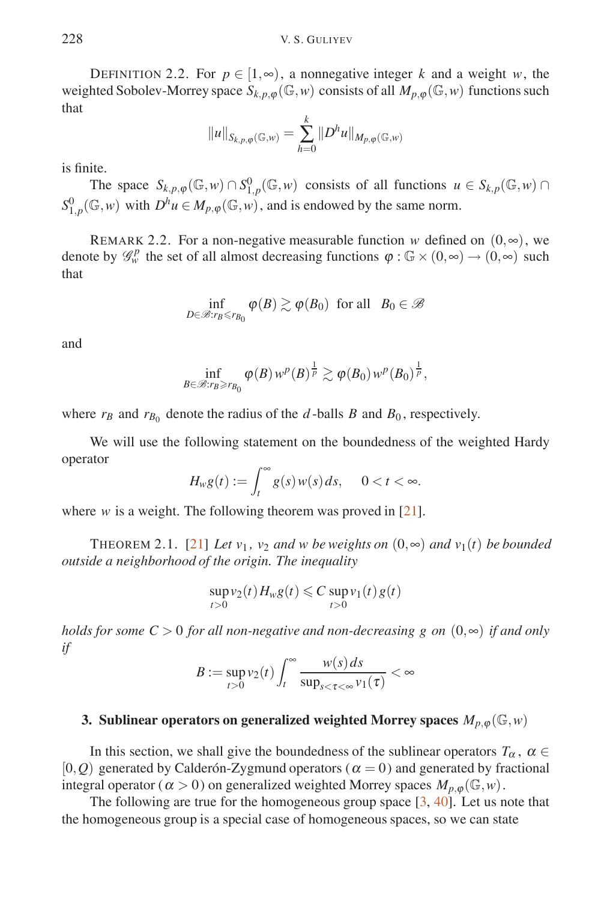DEFINITION 2.2. For $p \in [1,\infty)$, a nonnegative integer $k$ and a weight $w$, the weighted Sobolev-Morrey space $S_{k,p,\varphi}(\mathbb{G},w)$ consists of all $M_{p,\varphi}(\mathbb{G},w)$ functions such that

$$\|u\|_{S_{k,p,\varphi}(\mathbb{G},w)} = \sum_{h=0}^{k} \|D^h u\|_{M_{p,\varphi}(\mathbb{G},w)}$$

is finite.

The space $S_{k,p,\varphi}(\mathbb{G},w) \cap S^0_{1,p}(\mathbb{G},w)$ consists of all functions $u \in S_{k,p}(\mathbb{G},w) \cap S^0_{1,p}(\mathbb{G},w)$ with $D^h u \in M_{p,\varphi}(\mathbb{G},w)$, and is endowed by the same norm.

REMARK 2.2. For a non-negative measurable function $w$ defined on $(0,\infty)$, we denote by $\mathscr{G}^p_w$ the set of all almost decreasing functions $\varphi : \mathbb{G}\times(0,\infty) \to (0,\infty)$ such that

$$\inf_{D\in\mathscr{B}:r_B\leqslant r_{B_0}} \varphi(B) \gtrsim \varphi(B_0) \ \text{ for all } \ B_0 \in \mathscr{B}$$

and

$$\inf_{B\in\mathscr{B}:r_B\geqslant r_{B_0}} \varphi(B)\, w^p(B)^{\frac{1}{p}} \gtrsim \varphi(B_0)\, w^p(B_0)^{\frac{1}{p}},$$

where $r_B$ and $r_{B_0}$ denote the radius of the $d$-balls $B$ and $B_0$, respectively.

We will use the following statement on the boundedness of the weighted Hardy operator

$$H_w g(t) := \int_t^\infty g(s)\, w(s)\, ds, \qquad 0 < t < \infty.$$

where $w$ is a weight. The following theorem was proved in [21].

THEOREM 2.1. [21] *Let $v_1$, $v_2$ and $w$ be weights on $(0,\infty)$ and $v_1(t)$ be bounded outside a neighborhood of the origin. The inequality*

$$\sup_{t>0} v_2(t)\, H_w g(t) \leqslant C \sup_{t>0} v_1(t)\, g(t)$$

*holds for some $C>0$ for all non-negative and non-decreasing $g$ on $(0,\infty)$ if and only if*

$$B := \sup_{t>0} v_2(t) \int_t^\infty \frac{w(s)\, ds}{\sup_{s<\tau<\infty} v_1(\tau)} < \infty$$

## 3. Sublinear operators on generalized weighted Morrey spaces $M_{p,\varphi}(\mathbb{G},w)$

In this section, we shall give the boundedness of the sublinear operators $T_\alpha$, $\alpha \in [0,Q)$ generated by Calderón-Zygmund operators ($\alpha = 0$) and generated by fractional integral operator ($\alpha > 0$) on generalized weighted Morrey spaces $M_{p,\varphi}(\mathbb{G},w)$.

The following are true for the homogeneous group space [3, 40]. Let us note that the homogeneous group is a special case of homogeneous spaces, so we can state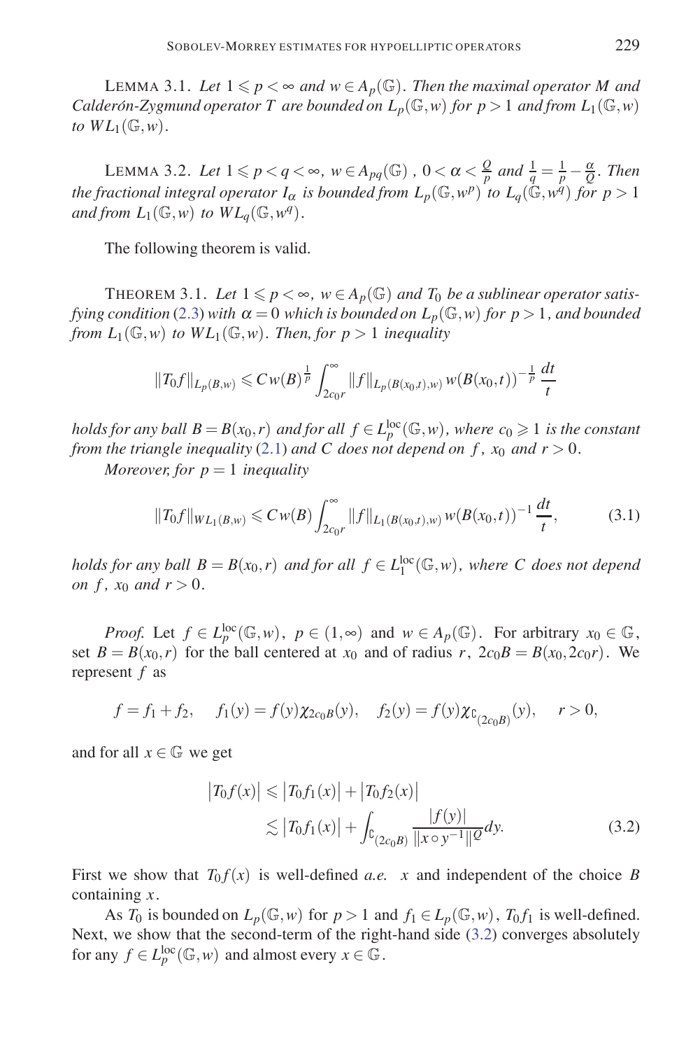LEMMA 3.1. *Let $1 \leqslant p < \infty$ and $w \in A_p(\mathbb{G})$. Then the maximal operator $M$ and Calderón-Zygmund operator $T$ are bounded on $L_p(\mathbb{G},w)$ for $p>1$ and from $L_1(\mathbb{G},w)$ to $WL_1(\mathbb{G},w)$.*

LEMMA 3.2. *Let $1 \leqslant p < q < \infty$, $w \in A_{pq}(\mathbb{G})$ , $0 < \alpha < \frac{Q}{p}$ and $\frac{1}{q} = \frac{1}{p} - \frac{\alpha}{Q}$. Then the fractional integral operator $I_\alpha$ is bounded from $L_p(\mathbb{G},w^p)$ to $L_q(\mathbb{G},w^q)$ for $p>1$ and from $L_1(\mathbb{G},w)$ to $WL_q(\mathbb{G},w^q)$.*

The following theorem is valid.

THEOREM 3.1. *Let $1 \leqslant p < \infty$, $w \in A_p(\mathbb{G})$ and $T_0$ be a sublinear operator satisfying condition (2.3) with $\alpha = 0$ which is bounded on $L_p(\mathbb{G},w)$ for $p>1$, and bounded from $L_1(\mathbb{G},w)$ to $WL_1(\mathbb{G},w)$. Then, for $p>1$ inequality*

$$\|T_0 f\|_{L_p(B,w)} \leqslant C w(B)^{\frac{1}{p}} \int_{2c_0 r}^{\infty} \|f\|_{L_p(B(x_0,t),w)}\, w(B(x_0,t))^{-\frac{1}{p}} \frac{dt}{t}$$

*holds for any ball $B = B(x_0,r)$ and for all $f \in L_p^{\rm loc}(\mathbb{G},w)$, where $c_0 \geqslant 1$ is the constant from the triangle inequality (2.1) and $C$ does not depend on $f$, $x_0$ and $r>0$.*

*Moreover, for $p=1$ inequality*

$$\|T_0 f\|_{WL_1(B,w)} \leqslant C w(B) \int_{2c_0 r}^{\infty} \|f\|_{L_1(B(x_0,t),w)}\, w(B(x_0,t))^{-1} \frac{dt}{t}, \tag{3.1}$$

*holds for any ball $B = B(x_0,r)$ and for all $f \in L_1^{\rm loc}(\mathbb{G},w)$, where $C$ does not depend on $f$, $x_0$ and $r>0$.*

*Proof.* Let $f \in L_p^{\rm loc}(\mathbb{G},w)$, $p \in (1,\infty)$ and $w \in A_p(\mathbb{G})$. For arbitrary $x_0 \in \mathbb{G}$, set $B = B(x_0,r)$ for the ball centered at $x_0$ and of radius $r$, $2c_0 B = B(x_0, 2c_0 r)$. We represent $f$ as

$$f = f_1 + f_2, \quad f_1(y) = f(y)\chi_{2c_0 B}(y), \quad f_2(y) = f(y)\chi_{\complement_{(2c_0 B)}}(y), \quad r>0,$$

and for all $x \in \mathbb{G}$ we get

$$\begin{aligned} \big|T_0 f(x)\big| &\leqslant \big|T_0 f_1(x)\big| + \big|T_0 f_2(x)\big| \\ &\lesssim \big|T_0 f_1(x)\big| + \int_{\complement_{(2c_0 B)}} \frac{|f(y)|}{\|x \circ y^{-1}\|^Q} dy. \end{aligned} \tag{3.2}$$

First we show that $T_0 f(x)$ is well-defined *a.e.* $x$ and independent of the choice $B$ containing $x$.

As $T_0$ is bounded on $L_p(\mathbb{G},w)$ for $p>1$ and $f_1 \in L_p(\mathbb{G},w)$, $T_0 f_1$ is well-defined. Next, we show that the second-term of the right-hand side (3.2) converges absolutely for any $f \in L_p^{\rm loc}(\mathbb{G},w)$ and almost every $x \in \mathbb{G}$.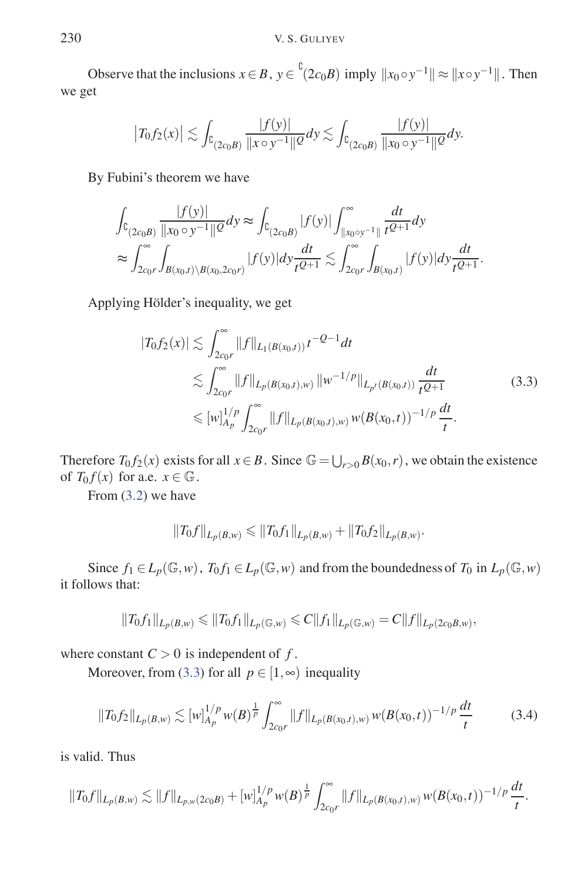Observe that the inclusions $x \in B$, $y \in {}^{\complement}(2c_0B)$ imply $\|x_0 \circ y^{-1}\| \approx \|x \circ y^{-1}\|$. Then we get

$$\left|T_0 f_2(x)\right| \lesssim \int_{\complement_{(2c_0B)}} \frac{|f(y)|}{\|x \circ y^{-1}\|^Q} dy \lesssim \int_{\complement_{(2c_0B)}} \frac{|f(y)|}{\|x_0 \circ y^{-1}\|^Q} dy.$$

By Fubini's theorem we have

$$\begin{aligned}
\int_{\complement_{(2c_0B)}} \frac{|f(y)|}{\|x_0 \circ y^{-1}\|^Q} dy &\approx \int_{\complement_{(2c_0B)}} |f(y)| \int_{\|x_0 \circ y^{-1}\|}^{\infty} \frac{dt}{t^{Q+1}} dy \\
&\approx \int_{2c_0r}^{\infty} \int_{B(x_0,t)\setminus B(x_0,2c_0r)} |f(y)| dy \frac{dt}{t^{Q+1}} \lesssim \int_{2c_0r}^{\infty} \int_{B(x_0,t)} |f(y)| dy \frac{dt}{t^{Q+1}}.
\end{aligned}$$

Applying Hölder's inequality, we get

$$\begin{aligned}
|T_0 f_2(x)| &\lesssim \int_{2c_0r}^{\infty} \|f\|_{L_1(B(x_0,t))} t^{-Q-1} dt \\
&\lesssim \int_{2c_0r}^{\infty} \|f\|_{L_p(B(x_0,t),w)} \|w^{-1/p}\|_{L_{p'}(B(x_0,t))} \frac{dt}{t^{Q+1}} \\
&\leqslant [w]_{A_p}^{1/p} \int_{2c_0r}^{\infty} \|f\|_{L_p(B(x_0,t),w)} w(B(x_0,t))^{-1/p} \frac{dt}{t}.
\end{aligned} \tag{3.3}$$

Therefore $T_0 f_2(x)$ exists for all $x \in B$. Since $\mathbb{G} = \bigcup_{r>0} B(x_0,r)$, we obtain the existence of $T_0 f(x)$ for a.e. $x \in \mathbb{G}$.

From (3.2) we have

$$\|T_0 f\|_{L_p(B,w)} \leqslant \|T_0 f_1\|_{L_p(B,w)} + \|T_0 f_2\|_{L_p(B,w)}.$$

Since $f_1 \in L_p(\mathbb{G},w)$, $T_0 f_1 \in L_p(\mathbb{G},w)$ and from the boundedness of $T_0$ in $L_p(\mathbb{G},w)$ it follows that:

$$\|T_0 f_1\|_{L_p(B,w)} \leqslant \|T_0 f_1\|_{L_p(\mathbb{G},w)} \leqslant C\|f_1\|_{L_p(\mathbb{G},w)} = C\|f\|_{L_p(2c_0B,w)},$$

where constant $C > 0$ is independent of $f$.

Moreover, from (3.3) for all $p \in [1,\infty)$ inequality

$$\|T_0 f_2\|_{L_p(B,w)} \lesssim [w]_{A_p}^{1/p} w(B)^{\frac{1}{p}} \int_{2c_0r}^{\infty} \|f\|_{L_p(B(x_0,t),w)} w(B(x_0,t))^{-1/p} \frac{dt}{t} \tag{3.4}$$

is valid. Thus

$$\|T_0 f\|_{L_p(B,w)} \lesssim \|f\|_{L_{p,w}(2c_0B)} + [w]_{A_p}^{1/p} w(B)^{\frac{1}{p}} \int_{2c_0r}^{\infty} \|f\|_{L_p(B(x_0,t),w)} w(B(x_0,t))^{-1/p} \frac{dt}{t}.$$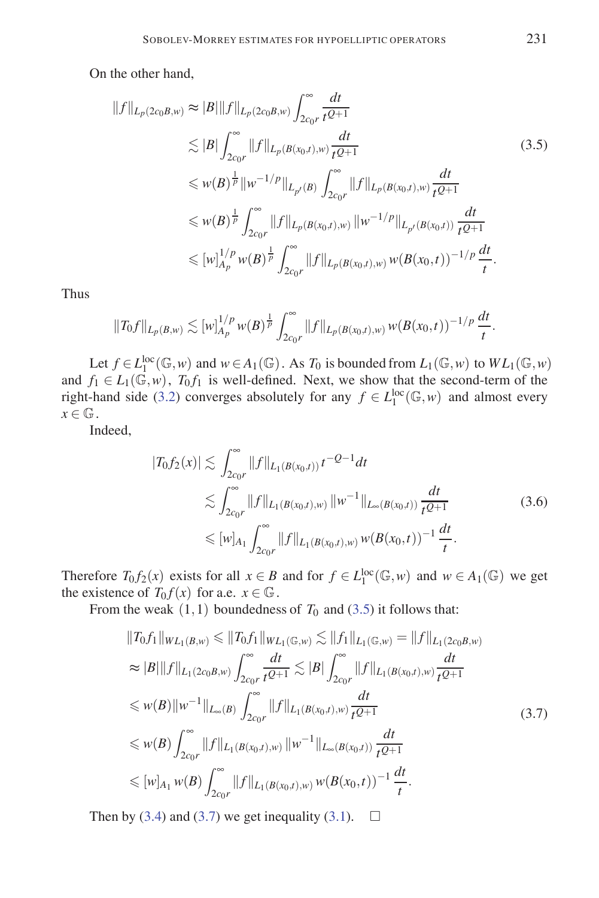On the other hand,

$$
\begin{aligned}
\|f\|_{L_p(2c_0B,w)} &\approx |B|\|f\|_{L_p(2c_0B,w)} \int_{2c_0r}^{\infty} \frac{dt}{t^{Q+1}} \\
&\lesssim |B| \int_{2c_0r}^{\infty} \|f\|_{L_p(B(x_0,t),w)} \frac{dt}{t^{Q+1}} \\
&\leqslant w(B)^{\frac{1}{p}} \|w^{-1/p}\|_{L_{p'}(B)} \int_{2c_0r}^{\infty} \|f\|_{L_p(B(x_0,t),w)} \frac{dt}{t^{Q+1}} \\
&\leqslant w(B)^{\frac{1}{p}} \int_{2c_0r}^{\infty} \|f\|_{L_p(B(x_0,t),w)} \|w^{-1/p}\|_{L_{p'}(B(x_0,t))} \frac{dt}{t^{Q+1}} \\
&\leqslant [w]_{A_p}^{1/p} w(B)^{\frac{1}{p}} \int_{2c_0r}^{\infty} \|f\|_{L_p(B(x_0,t),w)} w(B(x_0,t))^{-1/p} \frac{dt}{t}.
\end{aligned} \tag{3.5}
$$

Thus

$$
\|T_0 f\|_{L_p(B,w)} \lesssim [w]_{A_p}^{1/p} w(B)^{\frac{1}{p}} \int_{2c_0r}^{\infty} \|f\|_{L_p(B(x_0,t),w)} w(B(x_0,t))^{-1/p} \frac{dt}{t}.
$$

Let $f \in L_1^{\mathrm{loc}}(\mathbb{G},w)$ and $w \in A_1(\mathbb{G})$. As $T_0$ is bounded from $L_1(\mathbb{G},w)$ to $WL_1(\mathbb{G},w)$ and $f_1 \in L_1(\mathbb{G},w)$, $T_0 f_1$ is well-defined. Next, we show that the second-term of the right-hand side (3.2) converges absolutely for any $f \in L_1^{\mathrm{loc}}(\mathbb{G},w)$ and almost every $x \in \mathbb{G}$.

Indeed,

$$
\begin{aligned}
|T_0 f_2(x)| &\lesssim \int_{2c_0r}^{\infty} \|f\|_{L_1(B(x_0,t))} t^{-Q-1} dt \\
&\lesssim \int_{2c_0r}^{\infty} \|f\|_{L_1(B(x_0,t),w)} \|w^{-1}\|_{L_\infty(B(x_0,t))} \frac{dt}{t^{Q+1}} \\
&\leqslant [w]_{A_1} \int_{2c_0r}^{\infty} \|f\|_{L_1(B(x_0,t),w)} w(B(x_0,t))^{-1} \frac{dt}{t}.
\end{aligned} \tag{3.6}
$$

Therefore $T_0 f_2(x)$ exists for all $x \in B$ and for $f \in L_1^{\mathrm{loc}}(\mathbb{G},w)$ and $w \in A_1(\mathbb{G})$ we get the existence of $T_0 f(x)$ for a.e. $x \in \mathbb{G}$.

From the weak $(1,1)$ boundedness of $T_0$ and (3.5) it follows that:

$$
\begin{aligned}
\|T_0 f_1\|_{WL_1(B,w)} &\leqslant \|T_0 f_1\|_{WL_1(\mathbb{G},w)} \lesssim \|f_1\|_{L_1(\mathbb{G},w)} = \|f\|_{L_1(2c_0B,w)} \\
&\approx |B|\|f\|_{L_1(2c_0B,w)} \int_{2c_0r}^{\infty} \frac{dt}{t^{Q+1}} \lesssim |B| \int_{2c_0r}^{\infty} \|f\|_{L_1(B(x_0,t),w)} \frac{dt}{t^{Q+1}} \\
&\leqslant w(B)\|w^{-1}\|_{L_\infty(B)} \int_{2c_0r}^{\infty} \|f\|_{L_1(B(x_0,t),w)} \frac{dt}{t^{Q+1}} \\
&\leqslant w(B) \int_{2c_0r}^{\infty} \|f\|_{L_1(B(x_0,t),w)} \|w^{-1}\|_{L_\infty(B(x_0,t))} \frac{dt}{t^{Q+1}} \\
&\leqslant [w]_{A_1} w(B) \int_{2c_0r}^{\infty} \|f\|_{L_1(B(x_0,t),w)} w(B(x_0,t))^{-1} \frac{dt}{t}.
\end{aligned} \tag{3.7}
$$

Then by (3.4) and (3.7) we get inequality (3.1). $\square$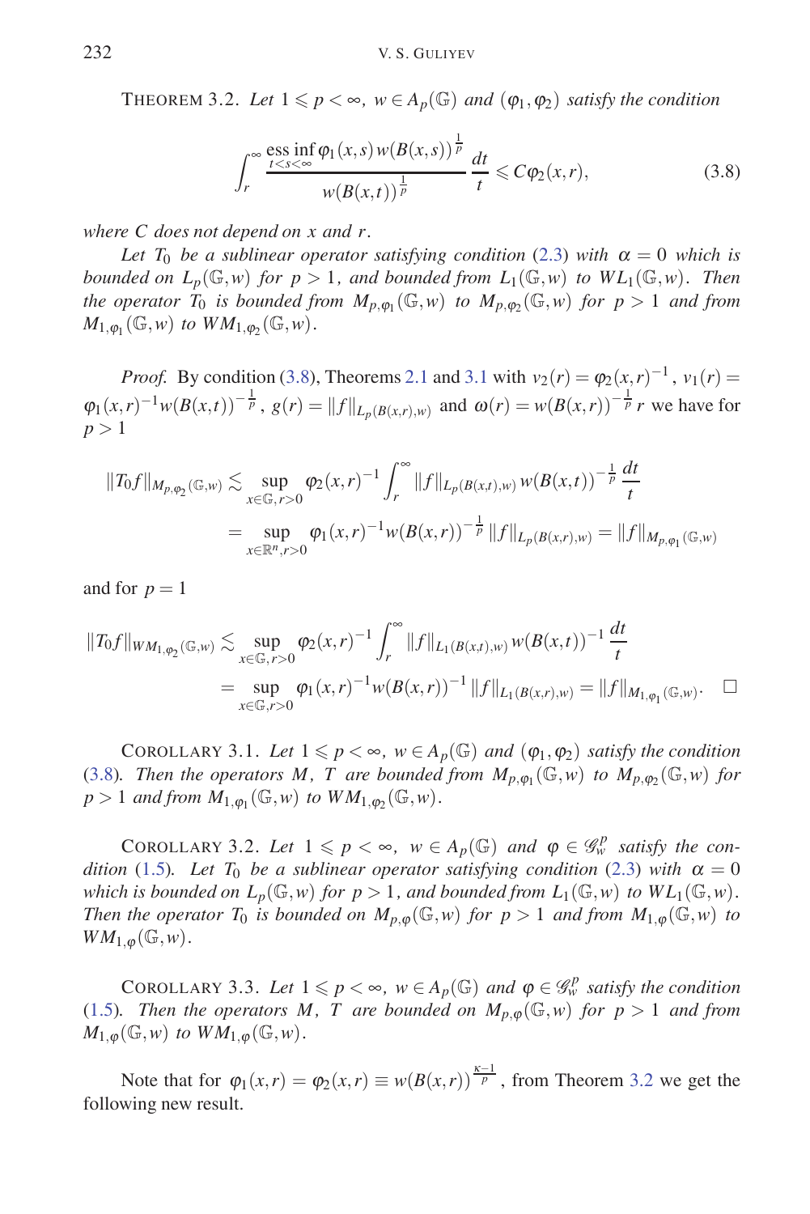THEOREM 3.2. *Let* $1 \leqslant p < \infty$, $w \in A_p(\mathbb{G})$ *and* $(\varphi_1, \varphi_2)$ *satisfy the condition*

$$\int_r^\infty \frac{\operatorname*{ess\,inf}_{t<s<\infty} \varphi_1(x,s)\, w(B(x,s))^{\frac{1}{p}}}{w(B(x,t))^{\frac{1}{p}}} \frac{dt}{t} \leqslant C\varphi_2(x,r), \tag{3.8}$$

*where* $C$ *does not depend on* $x$ *and* $r$.

*Let* $T_0$ *be a sublinear operator satisfying condition* (2.3) *with* $\alpha = 0$ *which is bounded on* $L_p(\mathbb{G},w)$ *for* $p > 1$, *and bounded from* $L_1(\mathbb{G},w)$ *to* $WL_1(\mathbb{G},w)$. *Then the operator* $T_0$ *is bounded from* $M_{p,\varphi_1}(\mathbb{G},w)$ *to* $M_{p,\varphi_2}(\mathbb{G},w)$ *for* $p > 1$ *and from* $M_{1,\varphi_1}(\mathbb{G},w)$ *to* $WM_{1,\varphi_2}(\mathbb{G},w)$.

*Proof.* By condition (3.8), Theorems 2.1 and 3.1 with $v_2(r) = \varphi_2(x,r)^{-1}$, $v_1(r) = \varphi_1(x,r)^{-1} w(B(x,t))^{-\frac{1}{p}}$, $g(r) = \|f\|_{L_p(B(x,r),w)}$ and $\omega(r) = w(B(x,r))^{-\frac{1}{p}}\, r$ we have for $p > 1$

$$\begin{aligned}
\|T_0 f\|_{M_{p,\varphi_2}(\mathbb{G},w)} &\lesssim \sup_{x\in\mathbb{G},\, r>0} \varphi_2(x,r)^{-1} \int_r^\infty \|f\|_{L_p(B(x,t),w)}\, w(B(x,t))^{-\frac{1}{p}} \frac{dt}{t} \\
&= \sup_{x\in\mathbb{R}^n,\, r>0} \varphi_1(x,r)^{-1} w(B(x,r))^{-\frac{1}{p}} \|f\|_{L_p(B(x,r),w)} = \|f\|_{M_{p,\varphi_1}(\mathbb{G},w)}
\end{aligned}$$

and for $p = 1$

$$\begin{aligned}
\|T_0 f\|_{WM_{1,\varphi_2}(\mathbb{G},w)} &\lesssim \sup_{x\in\mathbb{G},\, r>0} \varphi_2(x,r)^{-1} \int_r^\infty \|f\|_{L_1(B(x,t),w)}\, w(B(x,t))^{-1} \frac{dt}{t} \\
&= \sup_{x\in\mathbb{G},\, r>0} \varphi_1(x,r)^{-1} w(B(x,r))^{-1} \|f\|_{L_1(B(x,r),w)} = \|f\|_{M_{1,\varphi_1}(\mathbb{G},w)}. \quad \square
\end{aligned}$$

COROLLARY 3.1. *Let* $1 \leqslant p < \infty$, $w \in A_p(\mathbb{G})$ *and* $(\varphi_1, \varphi_2)$ *satisfy the condition* (3.8). *Then the operators* $M$, $T$ *are bounded from* $M_{p,\varphi_1}(\mathbb{G},w)$ *to* $M_{p,\varphi_2}(\mathbb{G},w)$ *for* $p > 1$ *and from* $M_{1,\varphi_1}(\mathbb{G},w)$ *to* $WM_{1,\varphi_2}(\mathbb{G},w)$.

COROLLARY 3.2. *Let* $1 \leqslant p < \infty$, $w \in A_p(\mathbb{G})$ *and* $\varphi \in \mathscr{G}_w^p$ *satisfy the condition* (1.5). *Let* $T_0$ *be a sublinear operator satisfying condition* (2.3) *with* $\alpha = 0$ *which is bounded on* $L_p(\mathbb{G},w)$ *for* $p > 1$, *and bounded from* $L_1(\mathbb{G},w)$ *to* $WL_1(\mathbb{G},w)$. *Then the operator* $T_0$ *is bounded on* $M_{p,\varphi}(\mathbb{G},w)$ *for* $p > 1$ *and from* $M_{1,\varphi}(\mathbb{G},w)$ *to* $WM_{1,\varphi}(\mathbb{G},w)$.

COROLLARY 3.3. *Let* $1 \leqslant p < \infty$, $w \in A_p(\mathbb{G})$ *and* $\varphi \in \mathscr{G}_w^p$ *satisfy the condition* (1.5). *Then the operators* $M$, $T$ *are bounded on* $M_{p,\varphi}(\mathbb{G},w)$ *for* $p > 1$ *and from* $M_{1,\varphi}(\mathbb{G},w)$ *to* $WM_{1,\varphi}(\mathbb{G},w)$.

Note that for $\varphi_1(x,r) = \varphi_2(x,r) \equiv w(B(x,r))^{\frac{\kappa-1}{p}}$, from Theorem 3.2 we get the following new result.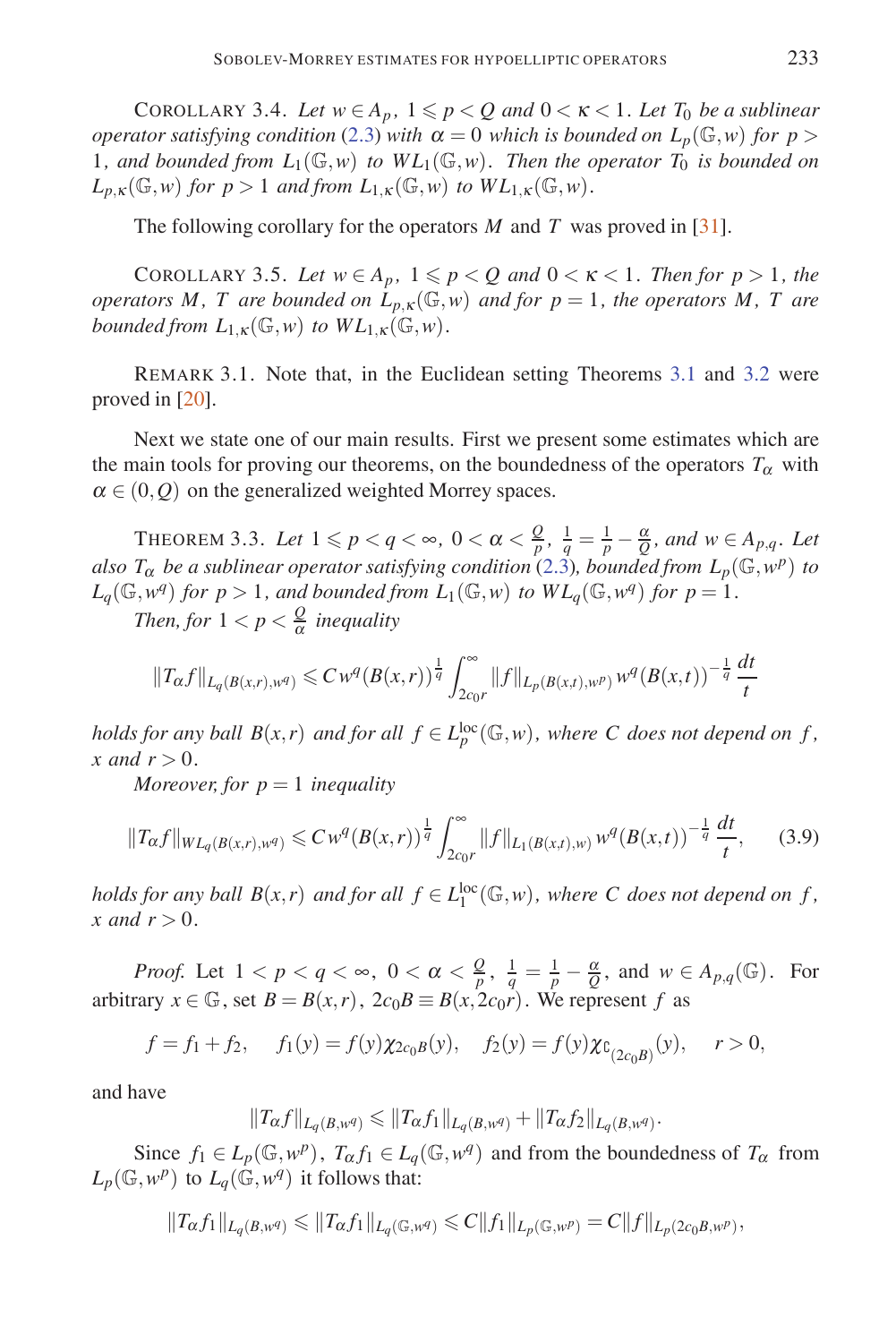COROLLARY 3.4. *Let $w \in A_p$, $1 \leqslant p < Q$ and $0 < \kappa < 1$. Let $T_0$ be a sublinear operator satisfying condition (2.3) with $\alpha = 0$ which is bounded on $L_p(\mathbb{G},w)$ for $p > 1$, and bounded from $L_1(\mathbb{G},w)$ to $WL_1(\mathbb{G},w)$. Then the operator $T_0$ is bounded on $L_{p,\kappa}(\mathbb{G},w)$ for $p > 1$ and from $L_{1,\kappa}(\mathbb{G},w)$ to $WL_{1,\kappa}(\mathbb{G},w)$.*

The following corollary for the operators $M$ and $T$ was proved in [31].

COROLLARY 3.5. *Let $w \in A_p$, $1 \leqslant p < Q$ and $0 < \kappa < 1$. Then for $p > 1$, the operators $M$, $T$ are bounded on $L_{p,\kappa}(\mathbb{G},w)$ and for $p = 1$, the operators $M$, $T$ are bounded from $L_{1,\kappa}(\mathbb{G},w)$ to $WL_{1,\kappa}(\mathbb{G},w)$.*

REMARK 3.1. Note that, in the Euclidean setting Theorems 3.1 and 3.2 were proved in [20].

Next we state one of our main results. First we present some estimates which are the main tools for proving our theorems, on the boundedness of the operators $T_\alpha$ with $\alpha \in (0,Q)$ on the generalized weighted Morrey spaces.

THEOREM 3.3. *Let $1 \leqslant p < q < \infty$, $0 < \alpha < \frac{Q}{p}$, $\frac{1}{q} = \frac{1}{p} - \frac{\alpha}{Q}$, and $w \in A_{p,q}$. Let also $T_\alpha$ be a sublinear operator satisfying condition (2.3), bounded from $L_p(\mathbb{G},w^p)$ to $L_q(\mathbb{G},w^q)$ for $p > 1$, and bounded from $L_1(\mathbb{G},w)$ to $WL_q(\mathbb{G},w^q)$ for $p = 1$.*

*Then, for $1 < p < \frac{Q}{\alpha}$ inequality*

$$\|T_\alpha f\|_{L_q(B(x,r),w^q)} \leqslant C\, w^q(B(x,r))^{\frac{1}{q}} \int_{2c_0 r}^{\infty} \|f\|_{L_p(B(x,t),w^p)}\, w^q(B(x,t))^{-\frac{1}{q}} \frac{dt}{t}$$

*holds for any ball $B(x,r)$ and for all $f \in L_p^{\mathrm{loc}}(\mathbb{G},w)$, where $C$ does not depend on $f$, $x$ and $r > 0$.*

*Moreover, for $p = 1$ inequality*

$$\|T_\alpha f\|_{WL_q(B(x,r),w^q)} \leqslant C\, w^q(B(x,r))^{\frac{1}{q}} \int_{2c_0 r}^{\infty} \|f\|_{L_1(B(x,t),w)}\, w^q(B(x,t))^{-\frac{1}{q}} \frac{dt}{t}, \tag{3.9}$$

*holds for any ball $B(x,r)$ and for all $f \in L_1^{\mathrm{loc}}(\mathbb{G},w)$, where $C$ does not depend on $f$, $x$ and $r > 0$.*

*Proof.* Let $1 < p < q < \infty$, $0 < \alpha < \frac{Q}{p}$, $\frac{1}{q} = \frac{1}{p} - \frac{\alpha}{Q}$, and $w \in A_{p,q}(\mathbb{G})$. For arbitrary $x \in \mathbb{G}$, set $B = B(x,r)$, $2c_0B \equiv B(x,2c_0r)$. We represent $f$ as

$$f = f_1 + f_2, \quad f_1(y) = f(y)\chi_{2c_0B}(y), \quad f_2(y) = f(y)\chi_{\complement_{(2c_0B)}}(y), \quad r > 0,$$

and have

$$\|T_\alpha f\|_{L_q(B,w^q)} \leqslant \|T_\alpha f_1\|_{L_q(B,w^q)} + \|T_\alpha f_2\|_{L_q(B,w^q)}.$$

Since $f_1 \in L_p(\mathbb{G},w^p)$, $T_\alpha f_1 \in L_q(\mathbb{G},w^q)$ and from the boundedness of $T_\alpha$ from $L_p(\mathbb{G},w^p)$ to $L_q(\mathbb{G},w^q)$ it follows that:

$$\|T_\alpha f_1\|_{L_q(B,w^q)} \leqslant \|T_\alpha f_1\|_{L_q(\mathbb{G},w^q)} \leqslant C\|f_1\|_{L_p(\mathbb{G},w^p)} = C\|f\|_{L_p(2c_0B,w^p)},$$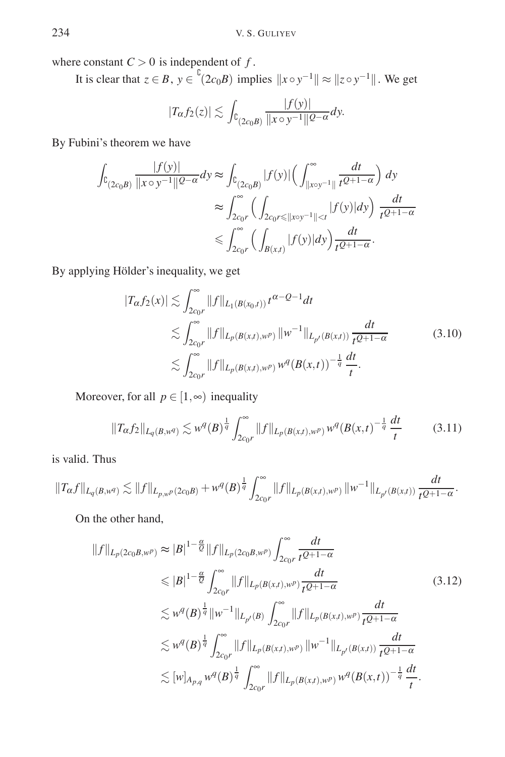where constant $C > 0$ is independent of $f$.

It is clear that $z \in B$, $y \in \complement(2c_0B)$ implies $\|x \circ y^{-1}\| \approx \|z \circ y^{-1}\|$. We get

$$|T_\alpha f_2(z)| \lesssim \int_{\complement(2c_0B)} \frac{|f(y)|}{\|x \circ y^{-1}\|^{Q-\alpha}} dy.$$

By Fubini's theorem we have

$$\begin{aligned}
\int_{\complement(2c_0B)} \frac{|f(y)|}{\|x \circ y^{-1}\|^{Q-\alpha}} dy &\approx \int_{\complement(2c_0B)} |f(y)| \Big( \int_{\|x \circ y^{-1}\|}^{\infty} \frac{dt}{t^{Q+1-\alpha}} \Big) \, dy \\
&\approx \int_{2c_0r}^{\infty} \Big( \int_{2c_0r \leqslant \|x \circ y^{-1}\| < t} |f(y)| dy \Big) \, \frac{dt}{t^{Q+1-\alpha}} \\
&\leqslant \int_{2c_0r}^{\infty} \Big( \int_{B(x,t)} |f(y)| dy \Big) \frac{dt}{t^{Q+1-\alpha}}.
\end{aligned}$$

By applying Hölder's inequality, we get

$$\begin{aligned}
|T_\alpha f_2(x)| &\lesssim \int_{2c_0r}^{\infty} \|f\|_{L_1(B(x_0,t))} t^{\alpha-Q-1} dt \\
&\lesssim \int_{2c_0r}^{\infty} \|f\|_{L_p(B(x,t),w^p)} \|w^{-1}\|_{L_{p'}(B(x,t))} \frac{dt}{t^{Q+1-\alpha}} \\
&\lesssim \int_{2c_0r}^{\infty} \|f\|_{L_p(B(x,t),w^p)} w^q(B(x,t))^{-\frac{1}{q}} \frac{dt}{t}.
\end{aligned} \tag{3.10}$$

Moreover, for all $p \in [1,\infty)$ inequality

$$\|T_\alpha f_2\|_{L_q(B,w^q)} \lesssim w^q(B)^{\frac{1}{q}} \int_{2c_0r}^{\infty} \|f\|_{L_p(B(x,t),w^p)} w^q(B(x,t)^{-\frac{1}{q}} \frac{dt}{t} \tag{3.11}$$

is valid. Thus

$$\|T_\alpha f\|_{L_q(B,w^q)} \lesssim \|f\|_{L_{p,w^p}(2c_0B)} + w^q(B)^{\frac{1}{q}} \int_{2c_0r}^{\infty} \|f\|_{L_p(B(x,t),w^p)} \|w^{-1}\|_{L_{p'}(B(x,t))} \frac{dt}{t^{Q+1-\alpha}}.$$

On the other hand,

$$\begin{aligned}
\|f\|_{L_p(2c_0B,w^p)} &\approx |B|^{1-\frac{\alpha}{Q}} \|f\|_{L_p(2c_0B,w^p)} \int_{2c_0r}^{\infty} \frac{dt}{t^{Q+1-\alpha}} \\
&\leqslant |B|^{1-\frac{\alpha}{Q}} \int_{2c_0r}^{\infty} \|f\|_{L_p(B(x,t),w^p)} \frac{dt}{t^{Q+1-\alpha}} \\
&\lesssim w^q(B)^{\frac{1}{q}} \|w^{-1}\|_{L_{p'}(B)} \int_{2c_0r}^{\infty} \|f\|_{L_p(B(x,t),w^p)} \frac{dt}{t^{Q+1-\alpha}} \\
&\lesssim w^q(B)^{\frac{1}{q}} \int_{2c_0r}^{\infty} \|f\|_{L_p(B(x,t),w^p)} \|w^{-1}\|_{L_{p'}(B(x,t))} \frac{dt}{t^{Q+1-\alpha}} \\
&\lesssim [w]_{A_{p,q}} w^q(B)^{\frac{1}{q}} \int_{2c_0r}^{\infty} \|f\|_{L_p(B(x,t),w^p)} w^q(B(x,t))^{-\frac{1}{q}} \frac{dt}{t}.
\end{aligned} \tag{3.12}$$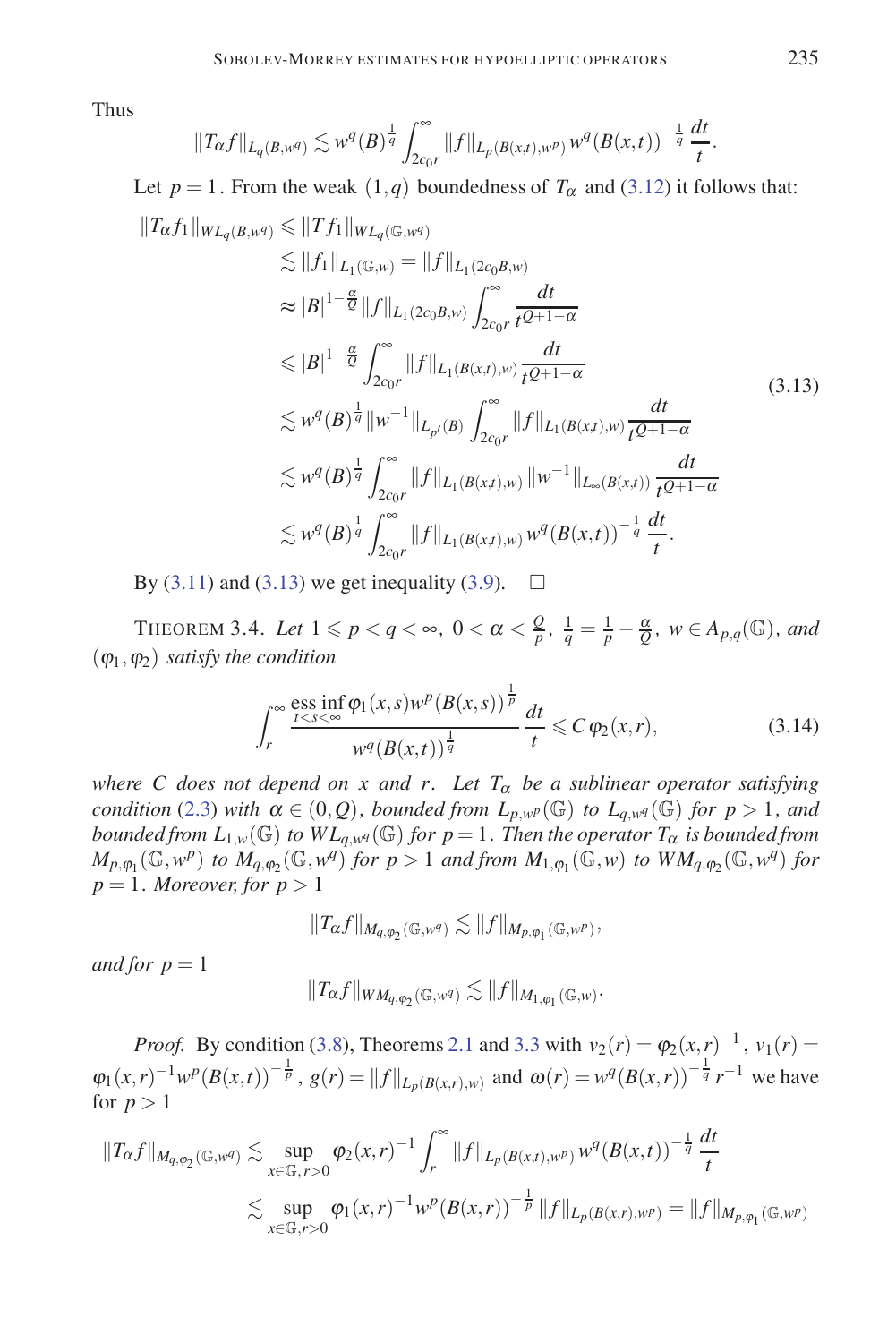Thus

$$\|T_\alpha f\|_{L_q(B,w^q)} \lesssim w^q(B)^{\frac{1}{q}} \int_{2c_0 r}^{\infty} \|f\|_{L_p(B(x,t),w^p)}\, w^q(B(x,t))^{-\frac{1}{q}} \frac{dt}{t}.$$

Let $p=1$. From the weak $(1,q)$ boundedness of $T_\alpha$ and (3.12) it follows that:

$$\begin{aligned}
\|T_\alpha f_1\|_{WL_q(B,w^q)} &\leqslant \|T f_1\|_{WL_q(\mathbb{G},w^q)} \\
&\lesssim \|f_1\|_{L_1(\mathbb{G},w)} = \|f\|_{L_1(2c_0B,w)} \\
&\approx |B|^{1-\frac{\alpha}{Q}} \|f\|_{L_1(2c_0B,w)} \int_{2c_0 r}^{\infty} \frac{dt}{t^{Q+1-\alpha}} \\
&\leqslant |B|^{1-\frac{\alpha}{Q}} \int_{2c_0 r}^{\infty} \|f\|_{L_1(B(x,t),w)} \frac{dt}{t^{Q+1-\alpha}} \\
&\lesssim w^q(B)^{\frac{1}{q}} \|w^{-1}\|_{L_{p'}(B)} \int_{2c_0 r}^{\infty} \|f\|_{L_1(B(x,t),w)} \frac{dt}{t^{Q+1-\alpha}} \\
&\lesssim w^q(B)^{\frac{1}{q}} \int_{2c_0 r}^{\infty} \|f\|_{L_1(B(x,t),w)} \|w^{-1}\|_{L_\infty(B(x,t))} \frac{dt}{t^{Q+1-\alpha}} \\
&\lesssim w^q(B)^{\frac{1}{q}} \int_{2c_0 r}^{\infty} \|f\|_{L_1(B(x,t),w)}\, w^q(B(x,t))^{-\frac{1}{q}} \frac{dt}{t}.
\end{aligned} \tag{3.13}$$

By (3.11) and (3.13) we get inequality (3.9). $\square$

THEOREM 3.4. *Let $1 \leqslant p < q < \infty$, $0 < \alpha < \frac{Q}{p}$, $\frac{1}{q} = \frac{1}{p} - \frac{\alpha}{Q}$, $w \in A_{p,q}(\mathbb{G})$, and $(\varphi_1, \varphi_2)$ satisfy the condition*

$$\int_r^{\infty} \frac{\operatorname*{ess\,inf}_{t<s<\infty} \varphi_1(x,s) w^p(B(x,s))^{\frac{1}{p}}}{w^q(B(x,t))^{\frac{1}{q}}} \frac{dt}{t} \leqslant C\, \varphi_2(x,r), \tag{3.14}$$

*where $C$ does not depend on $x$ and $r$. Let $T_\alpha$ be a sublinear operator satisfying condition (2.3) with $\alpha \in (0,Q)$, bounded from $L_{p,w^p}(\mathbb{G})$ to $L_{q,w^q}(\mathbb{G})$ for $p>1$, and bounded from $L_{1,w}(\mathbb{G})$ to $WL_{q,w^q}(\mathbb{G})$ for $p=1$. Then the operator $T_\alpha$ is bounded from $M_{p,\varphi_1}(\mathbb{G},w^p)$ to $M_{q,\varphi_2}(\mathbb{G},w^q)$ for $p>1$ and from $M_{1,\varphi_1}(\mathbb{G},w)$ to $WM_{q,\varphi_2}(\mathbb{G},w^q)$ for $p=1$. Moreover, for $p>1$*

$$\|T_\alpha f\|_{M_{q,\varphi_2}(\mathbb{G},w^q)} \lesssim \|f\|_{M_{p,\varphi_1}(\mathbb{G},w^p)},$$

*and for $p=1$*

$$\|T_\alpha f\|_{WM_{q,\varphi_2}(\mathbb{G},w^q)} \lesssim \|f\|_{M_{1,\varphi_1}(\mathbb{G},w)}.$$

*Proof.* By condition (3.8), Theorems 2.1 and 3.3 with $v_2(r) = \varphi_2(x,r)^{-1}$, $v_1(r) = \varphi_1(x,r)^{-1} w^p(B(x,t))^{-\frac{1}{p}}$, $g(r) = \|f\|_{L_p(B(x,r),w)}$ and $\omega(r) = w^q(B(x,r))^{-\frac{1}{q}} r^{-1}$ we have for $p>1$

$$\begin{aligned}
\|T_\alpha f\|_{M_{q,\varphi_2}(\mathbb{G},w^q)} &\lesssim \sup_{x\in\mathbb{G}, r>0} \varphi_2(x,r)^{-1} \int_r^{\infty} \|f\|_{L_p(B(x,t),w^p)}\, w^q(B(x,t))^{-\frac{1}{q}} \frac{dt}{t} \\
&\lesssim \sup_{x\in\mathbb{G}, r>0} \varphi_1(x,r)^{-1} w^p(B(x,r))^{-\frac{1}{p}} \|f\|_{L_p(B(x,r),w^p)} = \|f\|_{M_{p,\varphi_1}(\mathbb{G},w^p)}
\end{aligned}$$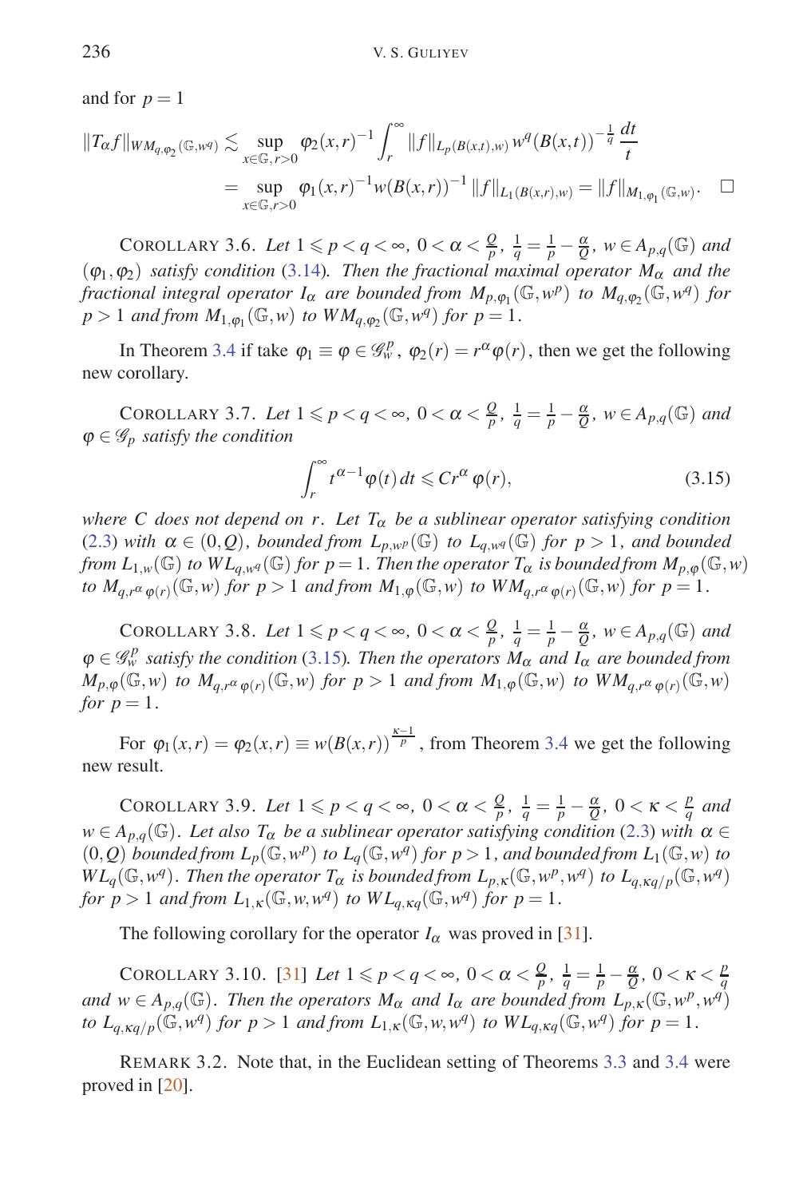and for $p = 1$

$$
\begin{aligned}
\|T_\alpha f\|_{WM_{q,\varphi_2}(\mathbb{G},w^q)} &\lesssim \sup_{x\in\mathbb{G},r>0} \varphi_2(x,r)^{-1} \int_r^\infty \|f\|_{L_p(B(x,t),w)}\, w^q(B(x,t))^{-\frac{1}{q}} \frac{dt}{t} \\
&= \sup_{x\in\mathbb{G},r>0} \varphi_1(x,r)^{-1} w(B(x,r))^{-1} \|f\|_{L_1(B(x,r),w)} = \|f\|_{M_{1,\varphi_1}(\mathbb{G},w)}. \qquad \square
\end{aligned}
$$

COROLLARY 3.6. *Let $1 \leqslant p < q < \infty$, $0 < \alpha < \frac{Q}{p}$, $\frac{1}{q} = \frac{1}{p} - \frac{\alpha}{Q}$, $w \in A_{p,q}(\mathbb{G})$ and $(\varphi_1, \varphi_2)$ satisfy condition (3.14). Then the fractional maximal operator $M_\alpha$ and the fractional integral operator $I_\alpha$ are bounded from $M_{p,\varphi_1}(\mathbb{G},w^p)$ to $M_{q,\varphi_2}(\mathbb{G},w^q)$ for $p > 1$ and from $M_{1,\varphi_1}(\mathbb{G},w)$ to $WM_{q,\varphi_2}(\mathbb{G},w^q)$ for $p = 1$.*

In Theorem 3.4 if take $\varphi_1 \equiv \varphi \in \mathscr{G}_w^p$, $\varphi_2(r) = r^\alpha \varphi(r)$, then we get the following new corollary.

COROLLARY 3.7. *Let $1 \leqslant p < q < \infty$, $0 < \alpha < \frac{Q}{p}$, $\frac{1}{q} = \frac{1}{p} - \frac{\alpha}{Q}$, $w \in A_{p,q}(\mathbb{G})$ and $\varphi \in \mathscr{G}_p$ satisfy the condition*

$$
\int_r^\infty t^{\alpha-1} \varphi(t)\, dt \leqslant C r^\alpha \varphi(r), \tag{3.15}
$$

*where $C$ does not depend on $r$. Let $T_\alpha$ be a sublinear operator satisfying condition (2.3) with $\alpha \in (0,Q)$, bounded from $L_{p,w^p}(\mathbb{G})$ to $L_{q,w^q}(\mathbb{G})$ for $p > 1$, and bounded from $L_{1,w}(\mathbb{G})$ to $WL_{q,w^q}(\mathbb{G})$ for $p = 1$. Then the operator $T_\alpha$ is bounded from $M_{p,\varphi}(\mathbb{G},w)$ to $M_{q,r^\alpha \varphi(r)}(\mathbb{G},w)$ for $p > 1$ and from $M_{1,\varphi}(\mathbb{G},w)$ to $WM_{q,r^\alpha \varphi(r)}(\mathbb{G},w)$ for $p = 1$.*

COROLLARY 3.8. *Let $1 \leqslant p < q < \infty$, $0 < \alpha < \frac{Q}{p}$, $\frac{1}{q} = \frac{1}{p} - \frac{\alpha}{Q}$, $w \in A_{p,q}(\mathbb{G})$ and $\varphi \in \mathscr{G}_w^p$ satisfy the condition (3.15). Then the operators $M_\alpha$ and $I_\alpha$ are bounded from $M_{p,\varphi}(\mathbb{G},w)$ to $M_{q,r^\alpha \varphi(r)}(\mathbb{G},w)$ for $p > 1$ and from $M_{1,\varphi}(\mathbb{G},w)$ to $WM_{q,r^\alpha \varphi(r)}(\mathbb{G},w)$ for $p = 1$.*

For $\varphi_1(x,r) = \varphi_2(x,r) \equiv w(B(x,r))^{\frac{\kappa-1}{p}}$, from Theorem 3.4 we get the following new result.

COROLLARY 3.9. *Let $1 \leqslant p < q < \infty$, $0 < \alpha < \frac{Q}{p}$, $\frac{1}{q} = \frac{1}{p} - \frac{\alpha}{Q}$, $0 < \kappa < \frac{p}{q}$ and $w \in A_{p,q}(\mathbb{G})$. Let also $T_\alpha$ be a sublinear operator satisfying condition (2.3) with $\alpha \in (0,Q)$ bounded from $L_p(\mathbb{G},w^p)$ to $L_q(\mathbb{G},w^q)$ for $p > 1$, and bounded from $L_1(\mathbb{G},w)$ to $WL_q(\mathbb{G},w^q)$. Then the operator $T_\alpha$ is bounded from $L_{p,\kappa}(\mathbb{G},w^p,w^q)$ to $L_{q,\kappa q/p}(\mathbb{G},w^q)$ for $p > 1$ and from $L_{1,\kappa}(\mathbb{G},w,w^q)$ to $WL_{q,\kappa q}(\mathbb{G},w^q)$ for $p = 1$.*

The following corollary for the operator $I_\alpha$ was proved in [31].

COROLLARY 3.10. [31] *Let $1 \leqslant p < q < \infty$, $0 < \alpha < \frac{Q}{p}$, $\frac{1}{q} = \frac{1}{p} - \frac{\alpha}{Q}$, $0 < \kappa < \frac{p}{q}$ and $w \in A_{p,q}(\mathbb{G})$. Then the operators $M_\alpha$ and $I_\alpha$ are bounded from $L_{p,\kappa}(\mathbb{G},w^p,w^q)$ to $L_{q,\kappa q/p}(\mathbb{G},w^q)$ for $p > 1$ and from $L_{1,\kappa}(\mathbb{G},w,w^q)$ to $WL_{q,\kappa q}(\mathbb{G},w^q)$ for $p = 1$.*

REMARK 3.2. Note that, in the Euclidean setting of Theorems 3.3 and 3.4 were proved in [20].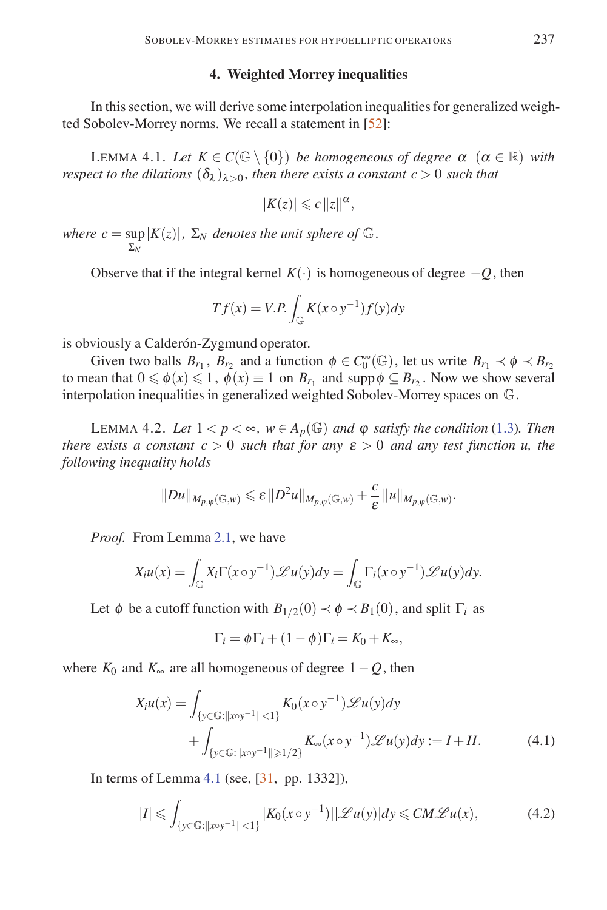## 4. Weighted Morrey inequalities

In this section, we will derive some interpolation inequalities for generalized weighted Sobolev-Morrey norms. We recall a statement in [52]:

LEMMA 4.1. *Let $K \in C(\mathbb{G} \setminus \{0\})$ be homogeneous of degree $\alpha$ $(\alpha \in \mathbb{R})$ with respect to the dilations $(\delta_\lambda)_{\lambda>0}$, then there exists a constant $c > 0$ such that*

$$|K(z)| \leqslant c\,\|z\|^{\alpha},$$

*where $c = \sup_{\Sigma_N} |K(z)|$, $\Sigma_N$ denotes the unit sphere of $\mathbb{G}$.*

Observe that if the integral kernel $K(\cdot)$ is homogeneous of degree $-Q$, then

$$Tf(x) = V.P.\int_{\mathbb{G}} K(x \circ y^{-1}) f(y)dy$$

is obviously a Calderón-Zygmund operator.

Given two balls $B_{r_1}$, $B_{r_2}$ and a function $\phi \in C_0^\infty(\mathbb{G})$, let us write $B_{r_1} \prec \phi \prec B_{r_2}$ to mean that $0 \leqslant \phi(x) \leqslant 1$, $\phi(x) \equiv 1$ on $B_{r_1}$ and $\operatorname{supp}\phi \subseteq B_{r_2}$. Now we show several interpolation inequalities in generalized weighted Sobolev-Morrey spaces on $\mathbb{G}$.

LEMMA 4.2. *Let $1 < p < \infty$, $w \in A_p(\mathbb{G})$ and $\varphi$ satisfy the condition (1.3). Then there exists a constant $c > 0$ such that for any $\varepsilon > 0$ and any test function $u$, the following inequality holds*

$$\|Du\|_{M_{p,\varphi}(\mathbb{G},w)} \leqslant \varepsilon\,\|D^2 u\|_{M_{p,\varphi}(\mathbb{G},w)} + \frac{c}{\varepsilon}\,\|u\|_{M_{p,\varphi}(\mathbb{G},w)}.$$

*Proof.* From Lemma 2.1, we have

$$X_i u(x) = \int_{\mathbb{G}} X_i \Gamma(x \circ y^{-1}) \mathscr{L}u(y)dy = \int_{\mathbb{G}} \Gamma_i(x \circ y^{-1}) \mathscr{L}u(y)dy.$$

Let $\phi$ be a cutoff function with $B_{1/2}(0) \prec \phi \prec B_1(0)$, and split $\Gamma_i$ as

$$\Gamma_i = \phi\Gamma_i + (1-\phi)\Gamma_i = K_0 + K_\infty,$$

where $K_0$ and $K_\infty$ are all homogeneous of degree $1-Q$, then

$$\begin{aligned} X_i u(x) = &\int_{\{y\in\mathbb{G}:\|x\circ y^{-1}\|<1\}} K_0(x\circ y^{-1})\mathscr{L}u(y)dy \\ &+ \int_{\{y\in\mathbb{G}:\|x\circ y^{-1}\|\geqslant 1/2\}} K_\infty(x\circ y^{-1})\mathscr{L}u(y)dy := I + II. \end{aligned} \tag{4.1}$$

In terms of Lemma 4.1 (see, [31, pp. 1332]),

$$|I| \leqslant \int_{\{y\in\mathbb{G}:\|x\circ y^{-1}\|<1\}} |K_0(x\circ y^{-1})||\mathscr{L}u(y)|dy \leqslant CM\mathscr{L}u(x), \tag{4.2}$$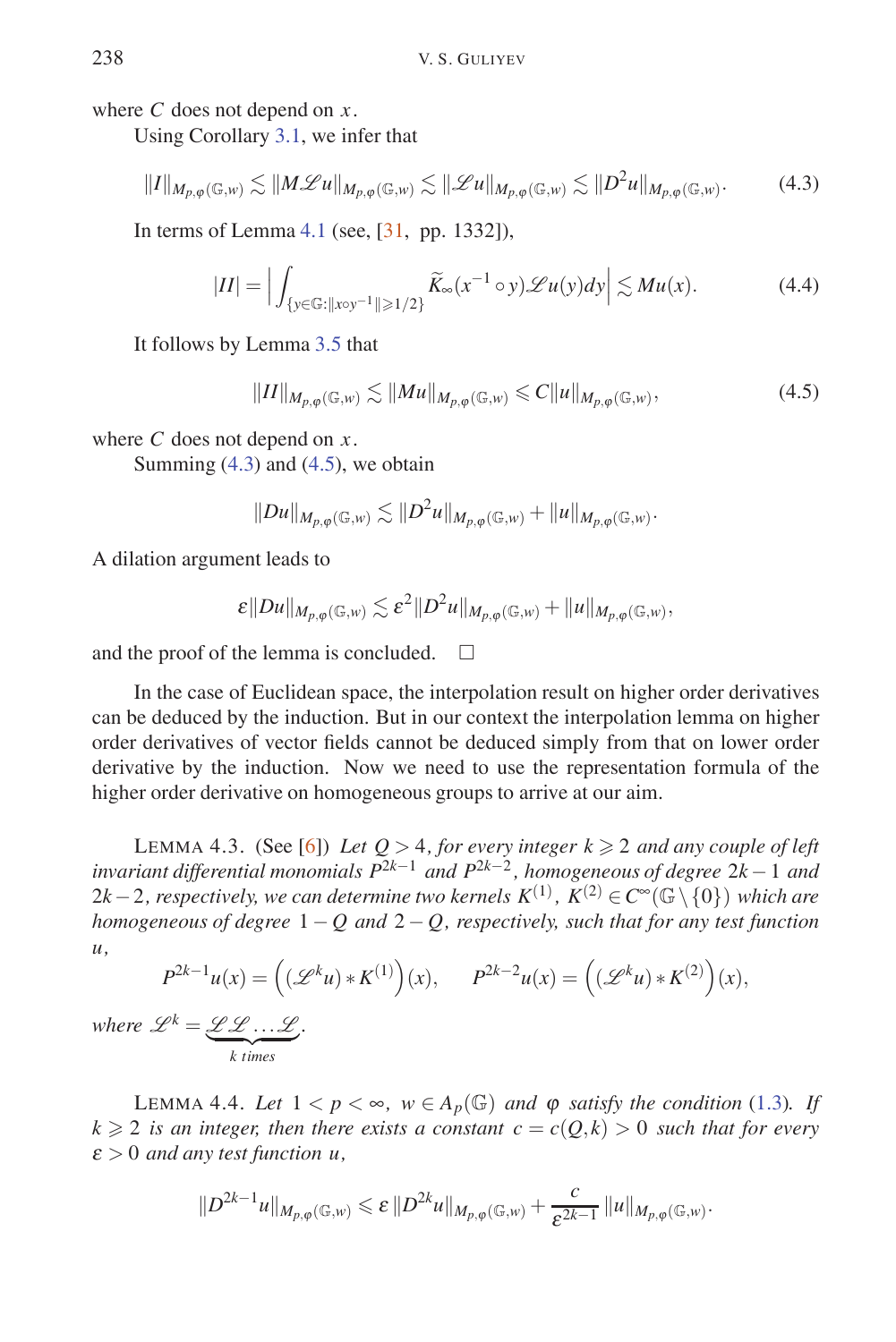where $C$ does not depend on $x$.

Using Corollary 3.1, we infer that

$$\|I\|_{M_{p,\varphi}(\mathbb{G},w)} \lesssim \|M\mathscr{L}u\|_{M_{p,\varphi}(\mathbb{G},w)} \lesssim \|\mathscr{L}u\|_{M_{p,\varphi}(\mathbb{G},w)} \lesssim \|D^2u\|_{M_{p,\varphi}(\mathbb{G},w)}. \tag{4.3}$$

In terms of Lemma 4.1 (see, [31, pp. 1332]),

$$|II| = \Big|\int_{\{y\in\mathbb{G}:\|x\circ y^{-1}\|\geqslant 1/2\}} \widetilde{K}_\infty(x^{-1}\circ y)\mathscr{L}u(y)dy\Big| \lesssim Mu(x). \tag{4.4}$$

It follows by Lemma 3.5 that

$$\|II\|_{M_{p,\varphi}(\mathbb{G},w)} \lesssim \|Mu\|_{M_{p,\varphi}(\mathbb{G},w)} \leqslant C\|u\|_{M_{p,\varphi}(\mathbb{G},w)}, \tag{4.5}$$

where $C$ does not depend on $x$.

Summing (4.3) and (4.5), we obtain

$$\|Du\|_{M_{p,\varphi}(\mathbb{G},w)} \lesssim \|D^2u\|_{M_{p,\varphi}(\mathbb{G},w)} + \|u\|_{M_{p,\varphi}(\mathbb{G},w)}.$$

A dilation argument leads to

$$\varepsilon\|Du\|_{M_{p,\varphi}(\mathbb{G},w)} \lesssim \varepsilon^2\|D^2u\|_{M_{p,\varphi}(\mathbb{G},w)} + \|u\|_{M_{p,\varphi}(\mathbb{G},w)},$$

and the proof of the lemma is concluded. □

In the case of Euclidean space, the interpolation result on higher order derivatives can be deduced by the induction. But in our context the interpolation lemma on higher order derivatives of vector fields cannot be deduced simply from that on lower order derivative by the induction. Now we need to use the representation formula of the higher order derivative on homogeneous groups to arrive at our aim.

LEMMA 4.3. (See [6]) *Let $Q > 4$, for every integer $k \geqslant 2$ and any couple of left invariant differential monomials $P^{2k-1}$ and $P^{2k-2}$, homogeneous of degree $2k-1$ and $2k-2$, respectively, we can determine two kernels $K^{(1)}$, $K^{(2)} \in C^\infty(\mathbb{G}\setminus\{0\})$ which are homogeneous of degree $1-Q$ and $2-Q$, respectively, such that for any test function $u$,*

$$P^{2k-1}u(x) = \Big((\mathscr{L}^k u) * K^{(1)}\Big)(x), \qquad P^{2k-2}u(x) = \Big((\mathscr{L}^k u) * K^{(2)}\Big)(x),$$

*where $\mathscr{L}^k = \underbrace{\mathscr{L}\mathscr{L}\ldots\mathscr{L}}_{k\ times}$.*

LEMMA 4.4. *Let $1 < p < \infty$, $w \in A_p(\mathbb{G})$ and $\varphi$ satisfy the condition (1.3). If $k \geqslant 2$ is an integer, then there exists a constant $c = c(Q,k) > 0$ such that for every $\varepsilon > 0$ and any test function $u$,*

$$\|D^{2k-1}u\|_{M_{p,\varphi}(\mathbb{G},w)} \leqslant \varepsilon\,\|D^{2k}u\|_{M_{p,\varphi}(\mathbb{G},w)} + \frac{c}{\varepsilon^{2k-1}}\,\|u\|_{M_{p,\varphi}(\mathbb{G},w)}.$$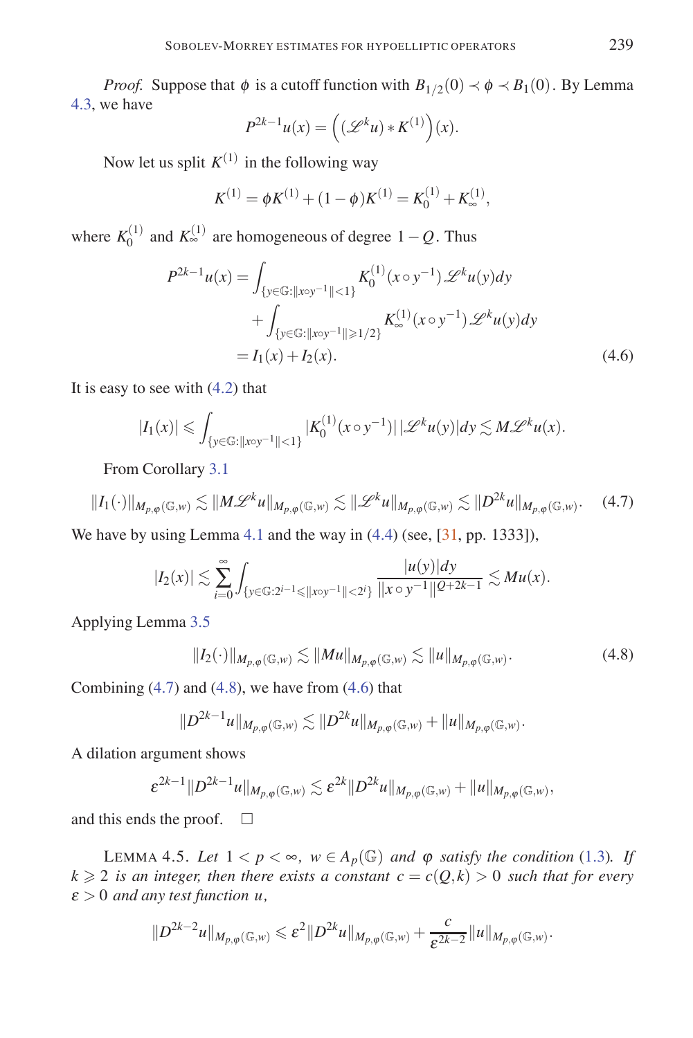*Proof.* Suppose that $\phi$ is a cutoff function with $B_{1/2}(0) \prec \phi \prec B_1(0)$. By Lemma 4.3, we have

$$P^{2k-1}u(x) = \left( (\mathscr{L}^k u) * K^{(1)} \right)(x).$$

Now let us split $K^{(1)}$ in the following way

$$K^{(1)} = \phi K^{(1)} + (1-\phi)K^{(1)} = K_0^{(1)} + K_\infty^{(1)},$$

where $K_0^{(1)}$ and $K_\infty^{(1)}$ are homogeneous of degree $1-Q$. Thus

$$\begin{aligned}
P^{2k-1}u(x) &= \int_{\{y\in\mathbb{G}:\|x\circ y^{-1}\|<1\}} K_0^{(1)}(x\circ y^{-1})\,\mathscr{L}^k u(y)dy \\
&\quad + \int_{\{y\in\mathbb{G}:\|x\circ y^{-1}\|\geqslant 1/2\}} K_\infty^{(1)}(x\circ y^{-1})\,\mathscr{L}^k u(y)dy \\
&= I_1(x) + I_2(x). \qquad (4.6)
\end{aligned}$$

It is easy to see with (4.2) that

$$|I_1(x)| \leqslant \int_{\{y\in\mathbb{G}:\|x\circ y^{-1}\|<1\}} |K_0^{(1)}(x\circ y^{-1})|\,|\mathscr{L}^k u(y)|dy \lesssim M\mathscr{L}^k u(x).$$

From Corollary 3.1

$$\|I_1(\cdot)\|_{M_{p,\varphi}(\mathbb{G},w)} \lesssim \|M\mathscr{L}^k u\|_{M_{p,\varphi}(\mathbb{G},w)} \lesssim \|\mathscr{L}^k u\|_{M_{p,\varphi}(\mathbb{G},w)} \lesssim \|D^{2k}u\|_{M_{p,\varphi}(\mathbb{G},w)}. \qquad (4.7)$$

We have by using Lemma 4.1 and the way in (4.4) (see, [31, pp. 1333]),

$$|I_2(x)| \lesssim \sum_{i=0}^{\infty} \int_{\{y\in\mathbb{G}:2^{i-1}\leqslant\|x\circ y^{-1}\|<2^i\}} \frac{|u(y)|dy}{\|x\circ y^{-1}\|^{Q+2k-1}} \lesssim Mu(x).$$

Applying Lemma 3.5

$$\|I_2(\cdot)\|_{M_{p,\varphi}(\mathbb{G},w)} \lesssim \|Mu\|_{M_{p,\varphi}(\mathbb{G},w)} \lesssim \|u\|_{M_{p,\varphi}(\mathbb{G},w)}. \qquad (4.8)$$

Combining (4.7) and (4.8), we have from (4.6) that

$$\|D^{2k-1}u\|_{M_{p,\varphi}(\mathbb{G},w)} \lesssim \|D^{2k}u\|_{M_{p,\varphi}(\mathbb{G},w)} + \|u\|_{M_{p,\varphi}(\mathbb{G},w)}.$$

A dilation argument shows

$$\varepsilon^{2k-1}\|D^{2k-1}u\|_{M_{p,\varphi}(\mathbb{G},w)} \lesssim \varepsilon^{2k}\|D^{2k}u\|_{M_{p,\varphi}(\mathbb{G},w)} + \|u\|_{M_{p,\varphi}(\mathbb{G},w)},$$

and this ends the proof. $\square$

LEMMA 4.5. *Let $1<p<\infty$, $w\in A_p(\mathbb{G})$ and $\varphi$ satisfy the condition (1.3). If $k\geqslant 2$ is an integer, then there exists a constant $c=c(Q,k)>0$ such that for every $\varepsilon>0$ and any test function $u$,*

$$\|D^{2k-2}u\|_{M_{p,\varphi}(\mathbb{G},w)} \leqslant \varepsilon^2\|D^{2k}u\|_{M_{p,\varphi}(\mathbb{G},w)} + \frac{c}{\varepsilon^{2k-2}}\|u\|_{M_{p,\varphi}(\mathbb{G},w)}.$$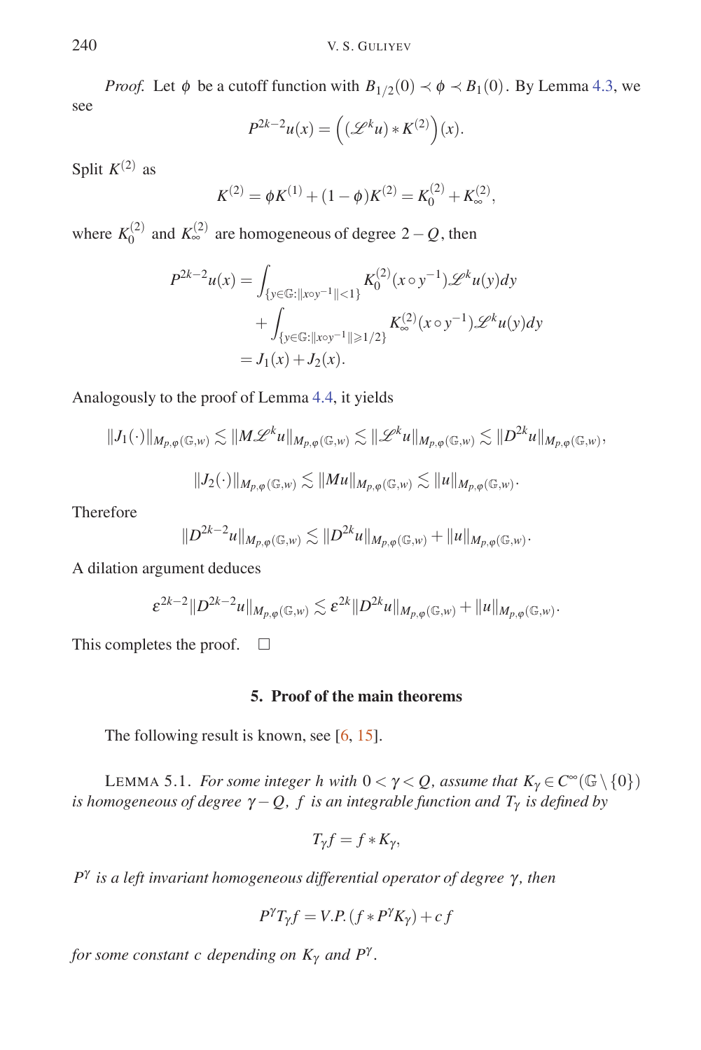*Proof.* Let $\phi$ be a cutoff function with $B_{1/2}(0) \prec \phi \prec B_1(0)$. By Lemma 4.3, we see

$$P^{2k-2}u(x) = \Big( (\mathscr{L}^k u) * K^{(2)} \Big)(x).$$

Split $K^{(2)}$ as

$$K^{(2)} = \phi K^{(1)} + (1-\phi)K^{(2)} = K_0^{(2)} + K_\infty^{(2)},$$

where $K_0^{(2)}$ and $K_\infty^{(2)}$ are homogeneous of degree $2-Q$, then

$$\begin{aligned}
P^{2k-2}u(x) &= \int_{\{y\in\mathbb{G}:\|x\circ y^{-1}\|<1\}} K_0^{(2)}(x\circ y^{-1})\mathscr{L}^k u(y)dy \\
&\quad + \int_{\{y\in\mathbb{G}:\|x\circ y^{-1}\|\geqslant 1/2\}} K_\infty^{(2)}(x\circ y^{-1})\mathscr{L}^k u(y)dy \\
&= J_1(x) + J_2(x).
\end{aligned}$$

Analogously to the proof of Lemma 4.4, it yields

$$\|J_1(\cdot)\|_{M_{p,\varphi}(\mathbb{G},w)} \lesssim \|M\mathscr{L}^k u\|_{M_{p,\varphi}(\mathbb{G},w)} \lesssim \|\mathscr{L}^k u\|_{M_{p,\varphi}(\mathbb{G},w)} \lesssim \|D^{2k}u\|_{M_{p,\varphi}(\mathbb{G},w)},$$

$$\|J_2(\cdot)\|_{M_{p,\varphi}(\mathbb{G},w)} \lesssim \|Mu\|_{M_{p,\varphi}(\mathbb{G},w)} \lesssim \|u\|_{M_{p,\varphi}(\mathbb{G},w)}.$$

Therefore

$$\|D^{2k-2}u\|_{M_{p,\varphi}(\mathbb{G},w)} \lesssim \|D^{2k}u\|_{M_{p,\varphi}(\mathbb{G},w)} + \|u\|_{M_{p,\varphi}(\mathbb{G},w)}.$$

A dilation argument deduces

$$\varepsilon^{2k-2}\|D^{2k-2}u\|_{M_{p,\varphi}(\mathbb{G},w)} \lesssim \varepsilon^{2k}\|D^{2k}u\|_{M_{p,\varphi}(\mathbb{G},w)} + \|u\|_{M_{p,\varphi}(\mathbb{G},w)}.$$

This completes the proof. $\square$

## 5. Proof of the main theorems

The following result is known, see [6, 15].

LEMMA 5.1. *For some integer $h$ with $0<\gamma<Q$, assume that $K_\gamma \in C^\infty(\mathbb{G}\setminus\{0\})$ is homogeneous of degree $\gamma - Q$, $f$ is an integrable function and $T_\gamma$ is defined by*

$$T_\gamma f = f * K_\gamma,$$

*$P^\gamma$ is a left invariant homogeneous differential operator of degree $\gamma$, then*

$$P^\gamma T_\gamma f = V.P.(f * P^\gamma K_\gamma) + c\,f$$

*for some constant $c$ depending on $K_\gamma$ and $P^\gamma$.*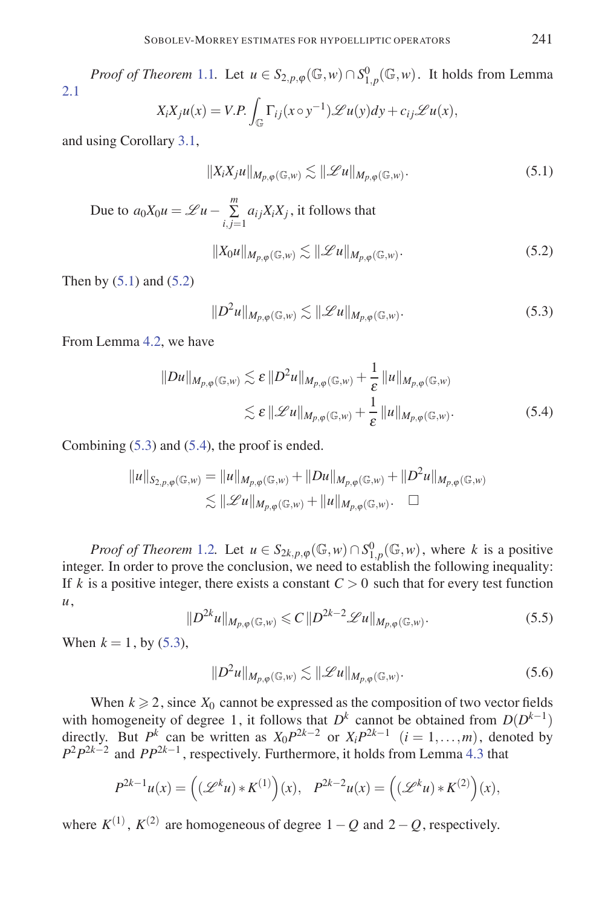*Proof of Theorem* 1.1. Let $u \in S_{2,p,\varphi}(\mathbb{G},w) \cap S^0_{1,p}(\mathbb{G},w)$. It holds from Lemma 2.1

$$X_iX_ju(x) = V.P.\int_{\mathbb{G}} \Gamma_{ij}(x \circ y^{-1})\mathscr{L}u(y)dy + c_{ij}\mathscr{L}u(x),$$

and using Corollary 3.1,

$$\|X_iX_ju\|_{M_{p,\varphi}(\mathbb{G},w)} \lesssim \|\mathscr{L}u\|_{M_{p,\varphi}(\mathbb{G},w)}. \tag{5.1}$$

Due to $a_0X_0u = \mathscr{L}u - \sum_{i,j=1}^{m} a_{ij}X_iX_j$, it follows that

$$\|X_0u\|_{M_{p,\varphi}(\mathbb{G},w)} \lesssim \|\mathscr{L}u\|_{M_{p,\varphi}(\mathbb{G},w)}. \tag{5.2}$$

Then by (5.1) and (5.2)

$$\|D^2u\|_{M_{p,\varphi}(\mathbb{G},w)} \lesssim \|\mathscr{L}u\|_{M_{p,\varphi}(\mathbb{G},w)}. \tag{5.3}$$

From Lemma 4.2, we have

$$\begin{aligned}\|Du\|_{M_{p,\varphi}(\mathbb{G},w)} &\lesssim \varepsilon\,\|D^2u\|_{M_{p,\varphi}(\mathbb{G},w)} + \frac{1}{\varepsilon}\,\|u\|_{M_{p,\varphi}(\mathbb{G},w)} \\ &\lesssim \varepsilon\,\|\mathscr{L}u\|_{M_{p,\varphi}(\mathbb{G},w)} + \frac{1}{\varepsilon}\,\|u\|_{M_{p,\varphi}(\mathbb{G},w)}.\end{aligned} \tag{5.4}$$

Combining (5.3) and (5.4), the proof is ended.

$$\begin{aligned}\|u\|_{S_{2,p,\varphi}(\mathbb{G},w)} &= \|u\|_{M_{p,\varphi}(\mathbb{G},w)} + \|Du\|_{M_{p,\varphi}(\mathbb{G},w)} + \|D^2u\|_{M_{p,\varphi}(\mathbb{G},w)} \\ &\lesssim \|\mathscr{L}u\|_{M_{p,\varphi}(\mathbb{G},w)} + \|u\|_{M_{p,\varphi}(\mathbb{G},w)}. \quad \square\end{aligned}$$

*Proof of Theorem* 1.2. Let $u \in S_{2k,p,\varphi}(\mathbb{G},w) \cap S^0_{1,p}(\mathbb{G},w)$, where $k$ is a positive integer. In order to prove the conclusion, we need to establish the following inequality: If $k$ is a positive integer, there exists a constant $C > 0$ such that for every test function $u$,

$$\|D^{2k}u\|_{M_{p,\varphi}(\mathbb{G},w)} \leqslant C\,\|D^{2k-2}\mathscr{L}u\|_{M_{p,\varphi}(\mathbb{G},w)}. \tag{5.5}$$

When $k = 1$, by (5.3),

$$\|D^2u\|_{M_{p,\varphi}(\mathbb{G},w)} \lesssim \|\mathscr{L}u\|_{M_{p,\varphi}(\mathbb{G},w)}. \tag{5.6}$$

When $k \geqslant 2$, since $X_0$ cannot be expressed as the composition of two vector fields with homogeneity of degree 1, it follows that $D^k$ cannot be obtained from $D(D^{k-1})$ directly. But $P^k$ can be written as $X_0P^{2k-2}$ or $X_iP^{2k-1}$ $(i = 1,\ldots,m)$, denoted by $P^2P^{2k-2}$ and $PP^{2k-1}$, respectively. Furthermore, it holds from Lemma 4.3 that

$$P^{2k-1}u(x) = \left((\mathscr{L}^k u) * K^{(1)}\right)(x), \quad P^{2k-2}u(x) = \left((\mathscr{L}^k u) * K^{(2)}\right)(x),$$

where $K^{(1)}$, $K^{(2)}$ are homogeneous of degree $1 - Q$ and $2 - Q$, respectively.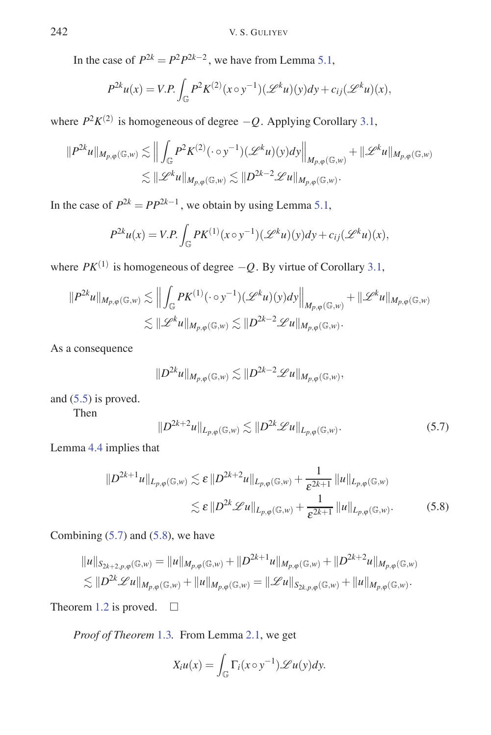In the case of $P^{2k} = P^2 P^{2k-2}$, we have from Lemma 5.1,

$$P^{2k}u(x) = V.P.\int_{\mathbb{G}} P^2 K^{(2)}(x \circ y^{-1})(\mathscr{L}^k u)(y)dy + c_{ij}(\mathscr{L}^k u)(x),$$

where $P^2 K^{(2)}$ is homogeneous of degree $-Q$. Applying Corollary 3.1,

$$\begin{aligned}\|P^{2k}u\|_{M_{p,\varphi}(\mathbb{G},w)} &\lesssim \left\| \int_{\mathbb{G}} P^2 K^{(2)}(\cdot \circ y^{-1})(\mathscr{L}^k u)(y)dy \right\|_{M_{p,\varphi}(\mathbb{G},w)} + \|\mathscr{L}^k u\|_{M_{p,\varphi}(\mathbb{G},w)} \\ &\lesssim \|\mathscr{L}^k u\|_{M_{p,\varphi}(\mathbb{G},w)} \lesssim \|D^{2k-2}\mathscr{L}u\|_{M_{p,\varphi}(\mathbb{G},w)}.\end{aligned}$$

In the case of $P^{2k} = PP^{2k-1}$, we obtain by using Lemma 5.1,

$$P^{2k}u(x) = V.P.\int_{\mathbb{G}} PK^{(1)}(x \circ y^{-1})(\mathscr{L}^k u)(y)dy + c_{ij}(\mathscr{L}^k u)(x),$$

where $PK^{(1)}$ is homogeneous of degree $-Q$. By virtue of Corollary 3.1,

$$\begin{aligned}\|P^{2k}u\|_{M_{p,\varphi}(\mathbb{G},w)} &\lesssim \left\| \int_{\mathbb{G}} PK^{(1)}(\cdot \circ y^{-1})(\mathscr{L}^k u)(y)dy \right\|_{M_{p,\varphi}(\mathbb{G},w)} + \|\mathscr{L}^k u\|_{M_{p,\varphi}(\mathbb{G},w)} \\ &\lesssim \|\mathscr{L}^k u\|_{M_{p,\varphi}(\mathbb{G},w)} \lesssim \|D^{2k-2}\mathscr{L}u\|_{M_{p,\varphi}(\mathbb{G},w)}.\end{aligned}$$

As a consequence

$$\|D^{2k}u\|_{M_{p,\varphi}(\mathbb{G},w)} \lesssim \|D^{2k-2}\mathscr{L}u\|_{M_{p,\varphi}(\mathbb{G},w)},$$

and (5.5) is proved.

Then

$$\|D^{2k+2}u\|_{L_{p,\varphi}(\mathbb{G},w)} \lesssim \|D^{2k}\mathscr{L}u\|_{L_{p,\varphi}(\mathbb{G},w)}. \tag{5.7}$$

Lemma 4.4 implies that

$$\begin{aligned}\|D^{2k+1}u\|_{L_{p,\varphi}(\mathbb{G},w)} &\lesssim \varepsilon \|D^{2k+2}u\|_{L_{p,\varphi}(\mathbb{G},w)} + \frac{1}{\varepsilon^{2k+1}} \|u\|_{L_{p,\varphi}(\mathbb{G},w)} \\ &\lesssim \varepsilon \|D^{2k}\mathscr{L}u\|_{L_{p,\varphi}(\mathbb{G},w)} + \frac{1}{\varepsilon^{2k+1}} \|u\|_{L_{p,\varphi}(\mathbb{G},w)}.\end{aligned} \tag{5.8}$$

Combining (5.7) and (5.8), we have

$$\begin{aligned}&\|u\|_{S_{2k+2,p,\varphi}(\mathbb{G},w)} = \|u\|_{M_{p,\varphi}(\mathbb{G},w)} + \|D^{2k+1}u\|_{M_{p,\varphi}(\mathbb{G},w)} + \|D^{2k+2}u\|_{M_{p,\varphi}(\mathbb{G},w)} \\ &\lesssim \|D^{2k}\mathscr{L}u\|_{M_{p,\varphi}(\mathbb{G},w)} + \|u\|_{M_{p,\varphi}(\mathbb{G},w)} = \|\mathscr{L}u\|_{S_{2k,p,\varphi}(\mathbb{G},w)} + \|u\|_{M_{p,\varphi}(\mathbb{G},w)}.\end{aligned}$$

Theorem 1.2 is proved. □

*Proof of Theorem* 1.3. From Lemma 2.1, we get

$$X_i u(x) = \int_{\mathbb{G}} \Gamma_i(x \circ y^{-1})\mathscr{L}u(y)dy.$$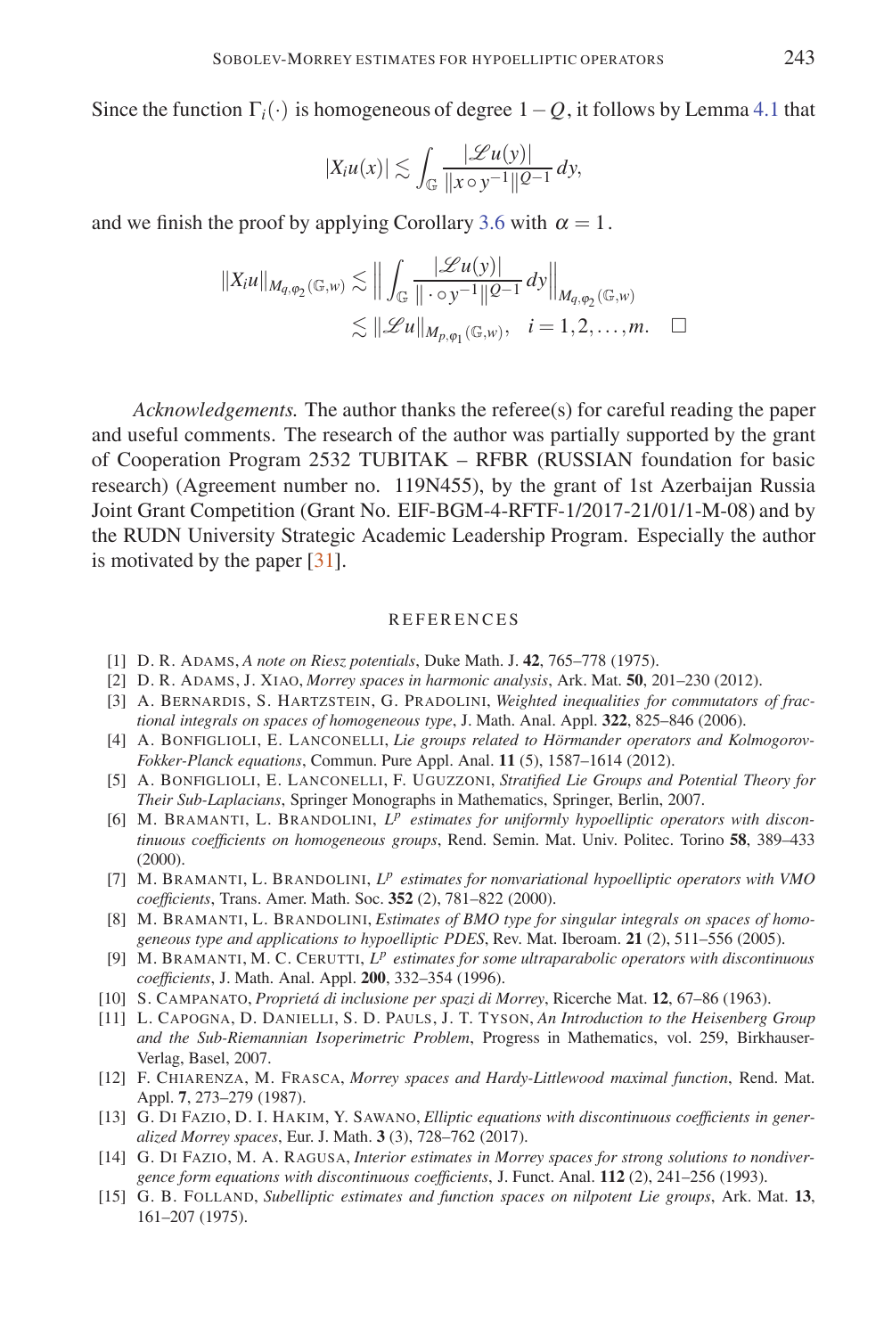Since the function $\Gamma_i(\cdot)$ is homogeneous of degree $1-Q$, it follows by Lemma 4.1 that

$$|X_i u(x)| \lesssim \int_{\mathbb{G}} \frac{|\mathscr{L}u(y)|}{\|x \circ y^{-1}\|^{Q-1}}\, dy,$$

and we finish the proof by applying Corollary 3.6 with $\alpha = 1$.

$$\begin{aligned} \|X_i u\|_{M_{q,\varphi_2}(\mathbb{G},w)} &\lesssim \Big\| \int_{\mathbb{G}} \frac{|\mathscr{L}u(y)|}{\|\cdot \circ y^{-1}\|^{Q-1}}\, dy \Big\|_{M_{q,\varphi_2}(\mathbb{G},w)} \\ &\lesssim \|\mathscr{L}u\|_{M_{p,\varphi_1}(\mathbb{G},w)}, \quad i = 1,2,\ldots,m. \quad \square \end{aligned}$$

*Acknowledgements.* The author thanks the referee(s) for careful reading the paper and useful comments. The research of the author was partially supported by the grant of Cooperation Program 2532 TUBITAK – RFBR (RUSSIAN foundation for basic research) (Agreement number no. 119N455), by the grant of 1st Azerbaijan Russia Joint Grant Competition (Grant No. EIF-BGM-4-RFTF-1/2017-21/01/1-M-08) and by the RUDN University Strategic Academic Leadership Program. Especially the author is motivated by the paper [31].

## REFERENCES

[1] D. R. Adams, *A note on Riesz potentials*, Duke Math. J. **42**, 765–778 (1975).

[2] D. R. Adams, J. Xiao, *Morrey spaces in harmonic analysis*, Ark. Mat. **50**, 201–230 (2012).

[3] A. Bernardis, S. Hartzstein, G. Pradolini, *Weighted inequalities for commutators of fractional integrals on spaces of homogeneous type*, J. Math. Anal. Appl. **322**, 825–846 (2006).

[4] A. Bonfiglioli, E. Lanconelli, *Lie groups related to Hörmander operators and Kolmogorov-Fokker-Planck equations*, Commun. Pure Appl. Anal. **11** (5), 1587–1614 (2012).

[5] A. Bonfiglioli, E. Lanconelli, F. Uguzzoni, *Stratified Lie Groups and Potential Theory for Their Sub-Laplacians*, Springer Monographs in Mathematics, Springer, Berlin, 2007.

[6] M. Bramanti, L. Brandolini, *$L^p$ estimates for uniformly hypoelliptic operators with discontinuous coefficients on homogeneous groups*, Rend. Semin. Mat. Univ. Politec. Torino **58**, 389–433 (2000).

[7] M. Bramanti, L. Brandolini, *$L^p$ estimates for nonvariational hypoelliptic operators with VMO coefficients*, Trans. Amer. Math. Soc. **352** (2), 781–822 (2000).

[8] M. Bramanti, L. Brandolini, *Estimates of BMO type for singular integrals on spaces of homogeneous type and applications to hypoelliptic PDES*, Rev. Mat. Iberoam. **21** (2), 511–556 (2005).

[9] M. Bramanti, M. C. Cerutti, *$L^p$ estimates for some ultraparabolic operators with discontinuous coefficients*, J. Math. Anal. Appl. **200**, 332–354 (1996).

[10] S. Campanato, *Proprietá di inclusione per spazi di Morrey*, Ricerche Mat. **12**, 67–86 (1963).

[11] L. Capogna, D. Danielli, S. D. Pauls, J. T. Tyson, *An Introduction to the Heisenberg Group and the Sub-Riemannian Isoperimetric Problem*, Progress in Mathematics, vol. 259, Birkhauser-Verlag, Basel, 2007.

[12] F. Chiarenza, M. Frasca, *Morrey spaces and Hardy-Littlewood maximal function*, Rend. Mat. Appl. **7**, 273–279 (1987).

[13] G. Di Fazio, D. I. Hakim, Y. Sawano, *Elliptic equations with discontinuous coefficients in generalized Morrey spaces*, Eur. J. Math. **3** (3), 728–762 (2017).

[14] G. Di Fazio, M. A. Ragusa, *Interior estimates in Morrey spaces for strong solutions to nondivergence form equations with discontinuous coefficients*, J. Funct. Anal. **112** (2), 241–256 (1993).

[15] G. B. Folland, *Subelliptic estimates and function spaces on nilpotent Lie groups*, Ark. Mat. **13**, 161–207 (1975).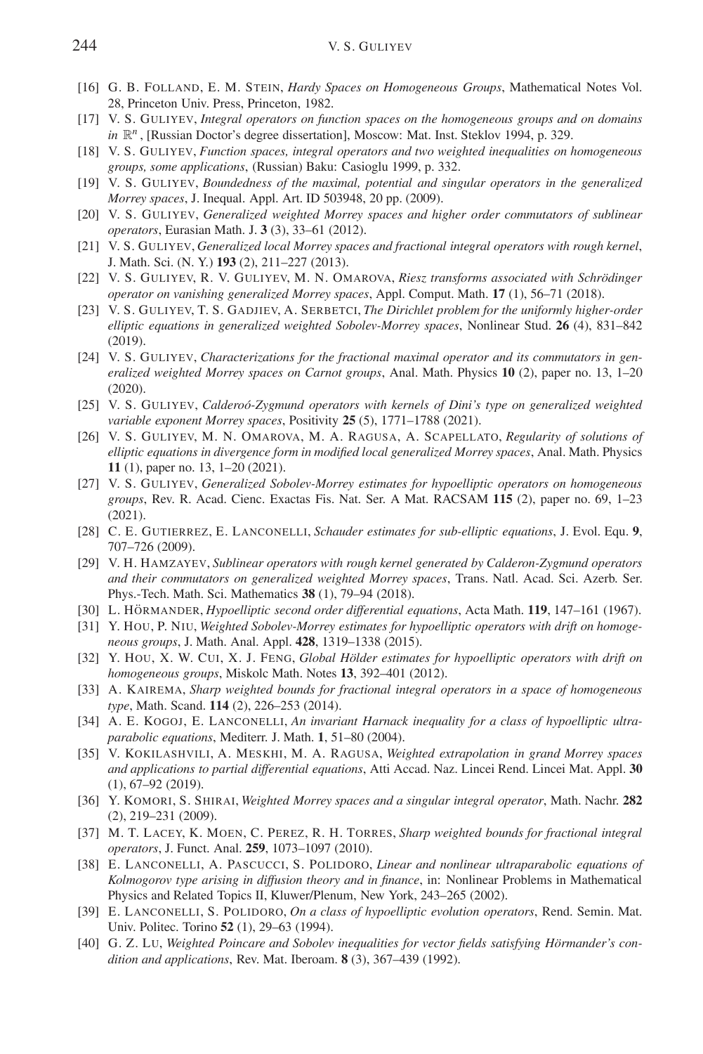[16] G. B. Folland, E. M. Stein, *Hardy Spaces on Homogeneous Groups*, Mathematical Notes Vol. 28, Princeton Univ. Press, Princeton, 1982.

[17] V. S. Guliyev, *Integral operators on function spaces on the homogeneous groups and on domains in* $\mathbb{R}^n$, [Russian Doctor's degree dissertation], Moscow: Mat. Inst. Steklov 1994, p. 329.

[18] V. S. Guliyev, *Function spaces, integral operators and two weighted inequalities on homogeneous groups, some applications*, (Russian) Baku: Casioglu 1999, p. 332.

[19] V. S. Guliyev, *Boundedness of the maximal, potential and singular operators in the generalized Morrey spaces*, J. Inequal. Appl. Art. ID 503948, 20 pp. (2009).

[20] V. S. Guliyev, *Generalized weighted Morrey spaces and higher order commutators of sublinear operators*, Eurasian Math. J. **3** (3), 33–61 (2012).

[21] V. S. Guliyev, *Generalized local Morrey spaces and fractional integral operators with rough kernel*, J. Math. Sci. (N. Y.) **193** (2), 211–227 (2013).

[22] V. S. Guliyev, R. V. Guliyev, M. N. Omarova, *Riesz transforms associated with Schrödinger operator on vanishing generalized Morrey spaces*, Appl. Comput. Math. **17** (1), 56–71 (2018).

[23] V. S. Guliyev, T. S. Gadjiev, A. Serbetci, *The Dirichlet problem for the uniformly higher-order elliptic equations in generalized weighted Sobolev-Morrey spaces*, Nonlinear Stud. **26** (4), 831–842 (2019).

[24] V. S. Guliyev, *Characterizations for the fractional maximal operator and its commutators in generalized weighted Morrey spaces on Carnot groups*, Anal. Math. Physics **10** (2), paper no. 13, 1–20 (2020).

[25] V. S. Guliyev, *Calderoó-Zygmund operators with kernels of Dini's type on generalized weighted variable exponent Morrey spaces*, Positivity **25** (5), 1771–1788 (2021).

[26] V. S. Guliyev, M. N. Omarova, M. A. Ragusa, A. Scapellato, *Regularity of solutions of elliptic equations in divergence form in modified local generalized Morrey spaces*, Anal. Math. Physics **11** (1), paper no. 13, 1–20 (2021).

[27] V. S. Guliyev, *Generalized Sobolev-Morrey estimates for hypoelliptic operators on homogeneous groups*, Rev. R. Acad. Cienc. Exactas Fis. Nat. Ser. A Mat. RACSAM **115** (2), paper no. 69, 1–23 (2021).

[28] C. E. Gutierrez, E. Lanconelli, *Schauder estimates for sub-elliptic equations*, J. Evol. Equ. **9**, 707–726 (2009).

[29] V. H. Hamzayev, *Sublinear operators with rough kernel generated by Calderon-Zygmund operators and their commutators on generalized weighted Morrey spaces*, Trans. Natl. Acad. Sci. Azerb. Ser. Phys.-Tech. Math. Sci. Mathematics **38** (1), 79–94 (2018).

[30] L. Hörmander, *Hypoelliptic second order differential equations*, Acta Math. **119**, 147–161 (1967).

[31] Y. Hou, P. Niu, *Weighted Sobolev-Morrey estimates for hypoelliptic operators with drift on homogeneous groups*, J. Math. Anal. Appl. **428**, 1319–1338 (2015).

[32] Y. Hou, X. W. Cui, X. J. Feng, *Global Hölder estimates for hypoelliptic operators with drift on homogeneous groups*, Miskolc Math. Notes **13**, 392–401 (2012).

[33] A. Kairema, *Sharp weighted bounds for fractional integral operators in a space of homogeneous type*, Math. Scand. **114** (2), 226–253 (2014).

[34] A. E. Kogoj, E. Lanconelli, *An invariant Harnack inequality for a class of hypoelliptic ultraparabolic equations*, Mediterr. J. Math. **1**, 51–80 (2004).

[35] V. Kokilashvili, A. Meskhi, M. A. Ragusa, *Weighted extrapolation in grand Morrey spaces and applications to partial differential equations*, Atti Accad. Naz. Lincei Rend. Lincei Mat. Appl. **30** (1), 67–92 (2019).

[36] Y. Komori, S. Shirai, *Weighted Morrey spaces and a singular integral operator*, Math. Nachr. **282** (2), 219–231 (2009).

[37] M. T. Lacey, K. Moen, C. Perez, R. H. Torres, *Sharp weighted bounds for fractional integral operators*, J. Funct. Anal. **259**, 1073–1097 (2010).

[38] E. Lanconelli, A. Pascucci, S. Polidoro, *Linear and nonlinear ultraparabolic equations of Kolmogorov type arising in diffusion theory and in finance*, in: Nonlinear Problems in Mathematical Physics and Related Topics II, Kluwer/Plenum, New York, 243–265 (2002).

[39] E. Lanconelli, S. Polidoro, *On a class of hypoelliptic evolution operators*, Rend. Semin. Mat. Univ. Politec. Torino **52** (1), 29–63 (1994).

[40] G. Z. Lu, *Weighted Poincare and Sobolev inequalities for vector fields satisfying Hörmander's condition and applications*, Rev. Mat. Iberoam. **8** (3), 367–439 (1992).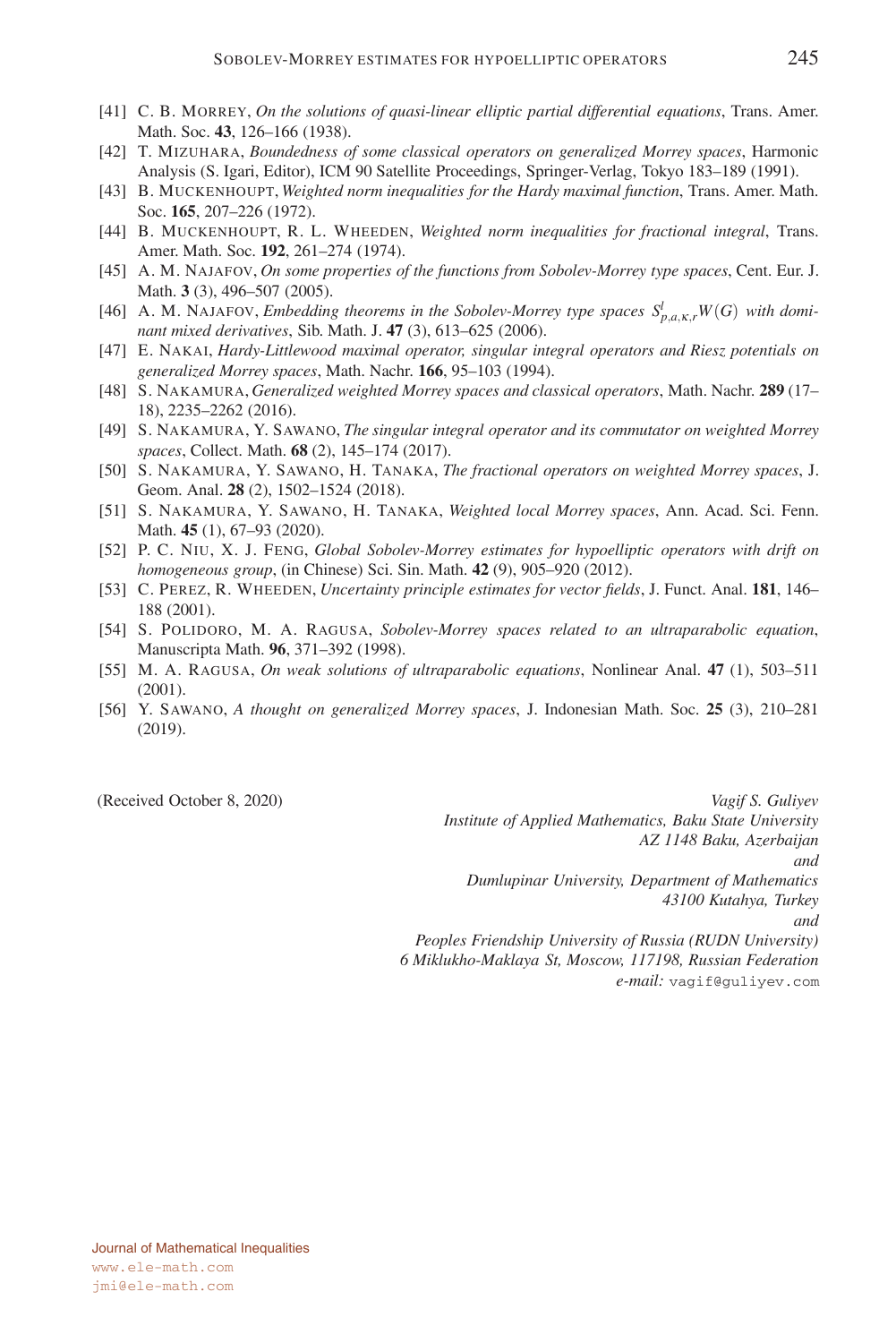[41] C. B. MORREY, *On the solutions of quasi-linear elliptic partial differential equations*, Trans. Amer. Math. Soc. **43**, 126–166 (1938).

[42] T. MIZUHARA, *Boundedness of some classical operators on generalized Morrey spaces*, Harmonic Analysis (S. Igari, Editor), ICM 90 Satellite Proceedings, Springer-Verlag, Tokyo 183–189 (1991).

[43] B. MUCKENHOUPT, *Weighted norm inequalities for the Hardy maximal function*, Trans. Amer. Math. Soc. **165**, 207–226 (1972).

[44] B. MUCKENHOUPT, R. L. WHEEDEN, *Weighted norm inequalities for fractional integral*, Trans. Amer. Math. Soc. **192**, 261–274 (1974).

[45] A. M. NAJAFOV, *On some properties of the functions from Sobolev-Morrey type spaces*, Cent. Eur. J. Math. **3** (3), 496–507 (2005).

[46] A. M. NAJAFOV, *Embedding theorems in the Sobolev-Morrey type spaces $S^{l}_{p,a,\kappa,r}W(G)$ with dominant mixed derivatives*, Sib. Math. J. **47** (3), 613–625 (2006).

[47] E. NAKAI, *Hardy-Littlewood maximal operator, singular integral operators and Riesz potentials on generalized Morrey spaces*, Math. Nachr. **166**, 95–103 (1994).

[48] S. NAKAMURA, *Generalized weighted Morrey spaces and classical operators*, Math. Nachr. **289** (17–18), 2235–2262 (2016).

[49] S. NAKAMURA, Y. SAWANO, *The singular integral operator and its commutator on weighted Morrey spaces*, Collect. Math. **68** (2), 145–174 (2017).

[50] S. NAKAMURA, Y. SAWANO, H. TANAKA, *The fractional operators on weighted Morrey spaces*, J. Geom. Anal. **28** (2), 1502–1524 (2018).

[51] S. NAKAMURA, Y. SAWANO, H. TANAKA, *Weighted local Morrey spaces*, Ann. Acad. Sci. Fenn. Math. **45** (1), 67–93 (2020).

[52] P. C. NIU, X. J. FENG, *Global Sobolev-Morrey estimates for hypoelliptic operators with drift on homogeneous group*, (in Chinese) Sci. Sin. Math. **42** (9), 905–920 (2012).

[53] C. PEREZ, R. WHEEDEN, *Uncertainty principle estimates for vector fields*, J. Funct. Anal. **181**, 146–188 (2001).

[54] S. POLIDORO, M. A. RAGUSA, *Sobolev-Morrey spaces related to an ultraparabolic equation*, Manuscripta Math. **96**, 371–392 (1998).

[55] M. A. RAGUSA, *On weak solutions of ultraparabolic equations*, Nonlinear Anal. **47** (1), 503–511 (2001).

[56] Y. SAWANO, *A thought on generalized Morrey spaces*, J. Indonesian Math. Soc. **25** (3), 210–281 (2019).

(Received October 8, 2020)

*Vagif S. Guliyev*
*Institute of Applied Mathematics, Baku State University*
*AZ 1148 Baku, Azerbaijan*
*and*
*Dumlupinar University, Department of Mathematics*
*43100 Kutahya, Turkey*
*and*
*Peoples Friendship University of Russia (RUDN University)*
*6 Miklukho-Maklaya St, Moscow, 117198, Russian Federation*
*e-mail:* vagif@guliyev.com